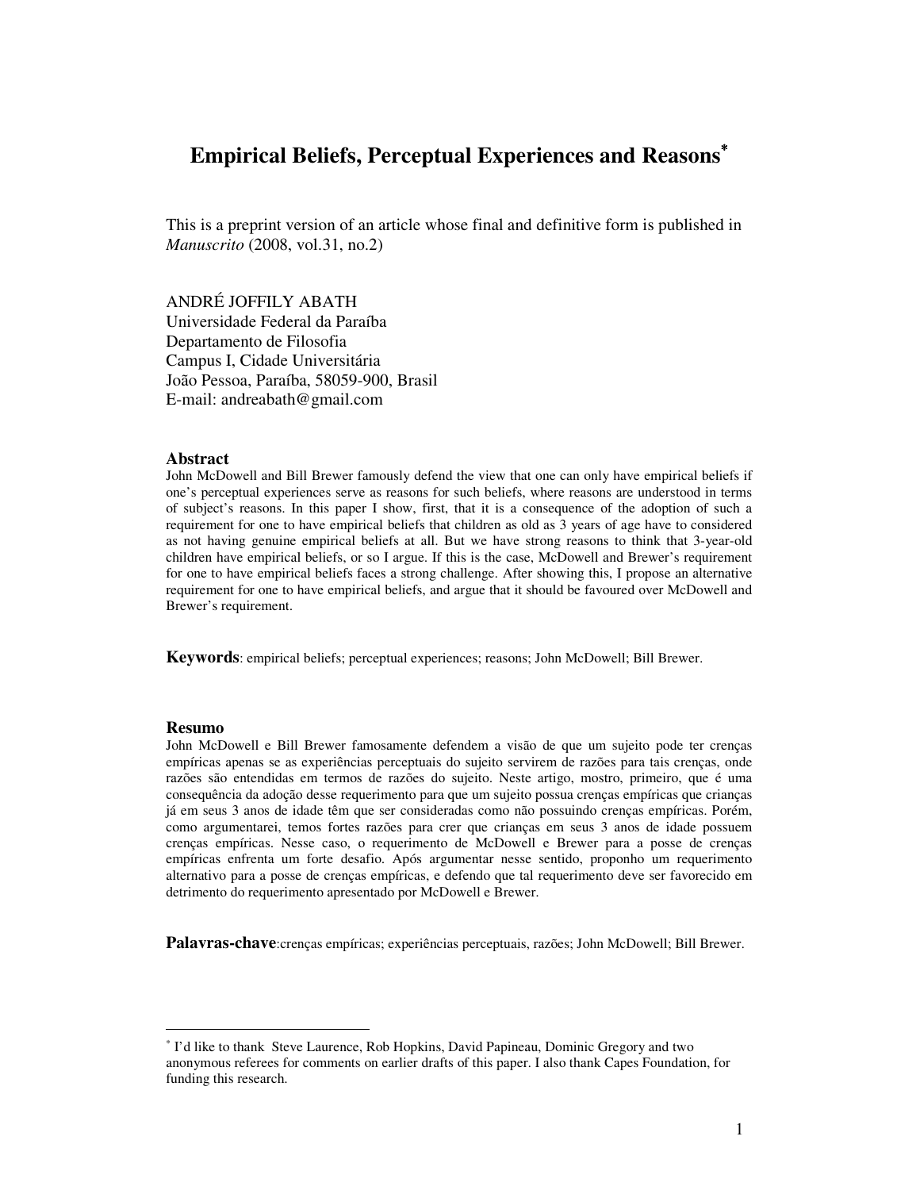# Empirical Beliefs, Perceptual Experiences and Reasons*

This is a preprint version of an article whose final and definitive form is published in *Manuscrito* (2008, vol.31, no.2)

ANDRÉ JOFFILY ABATH
Universidade Federal da Paraíba
Departamento de Filosofia
Campus I, Cidade Universitária
João Pessoa, Paraíba, 58059-900, Brasil
E-mail: andreabath@gmail.com

## Abstract

John McDowell and Bill Brewer famously defend the view that one can only have empirical beliefs if one's perceptual experiences serve as reasons for such beliefs, where reasons are understood in terms of subject's reasons. In this paper I show, first, that it is a consequence of the adoption of such a requirement for one to have empirical beliefs that children as old as 3 years of age have to considered as not having genuine empirical beliefs at all. But we have strong reasons to think that 3-year-old children have empirical beliefs, or so I argue. If this is the case, McDowell and Brewer's requirement for one to have empirical beliefs faces a strong challenge. After showing this, I propose an alternative requirement for one to have empirical beliefs, and argue that it should be favoured over McDowell and Brewer's requirement.

**Keywords**: empirical beliefs; perceptual experiences; reasons; John McDowell; Bill Brewer.

## Resumo

John McDowell e Bill Brewer famosamente defendem a visão de que um sujeito pode ter crenças empíricas apenas se as experiências perceptuais do sujeito servirem de razões para tais crenças, onde razões são entendidas em termos de razões do sujeito. Neste artigo, mostro, primeiro, que é uma consequência da adoção desse requerimento para que um sujeito possua crenças empíricas que crianças já em seus 3 anos de idade têm que ser consideradas como não possuindo crenças empíricas. Porém, como argumentarei, temos fortes razões para crer que crianças em seus 3 anos de idade possuem crenças empíricas. Nesse caso, o requerimento de McDowell e Brewer para a posse de crenças empíricas enfrenta um forte desafio. Após argumentar nesse sentido, proponho um requerimento alternativo para a posse de crenças empíricas, e defendo que tal requerimento deve ser favorecido em detrimento do requerimento apresentado por McDowell e Brewer.

**Palavras-chave**:crenças empíricas; experiências perceptuais, razões; John McDowell; Bill Brewer.

---

* I'd like to thank Steve Laurence, Rob Hopkins, David Papineau, Dominic Gregory and two anonymous referees for comments on earlier drafts of this paper. I also thank Capes Foundation, for funding this research.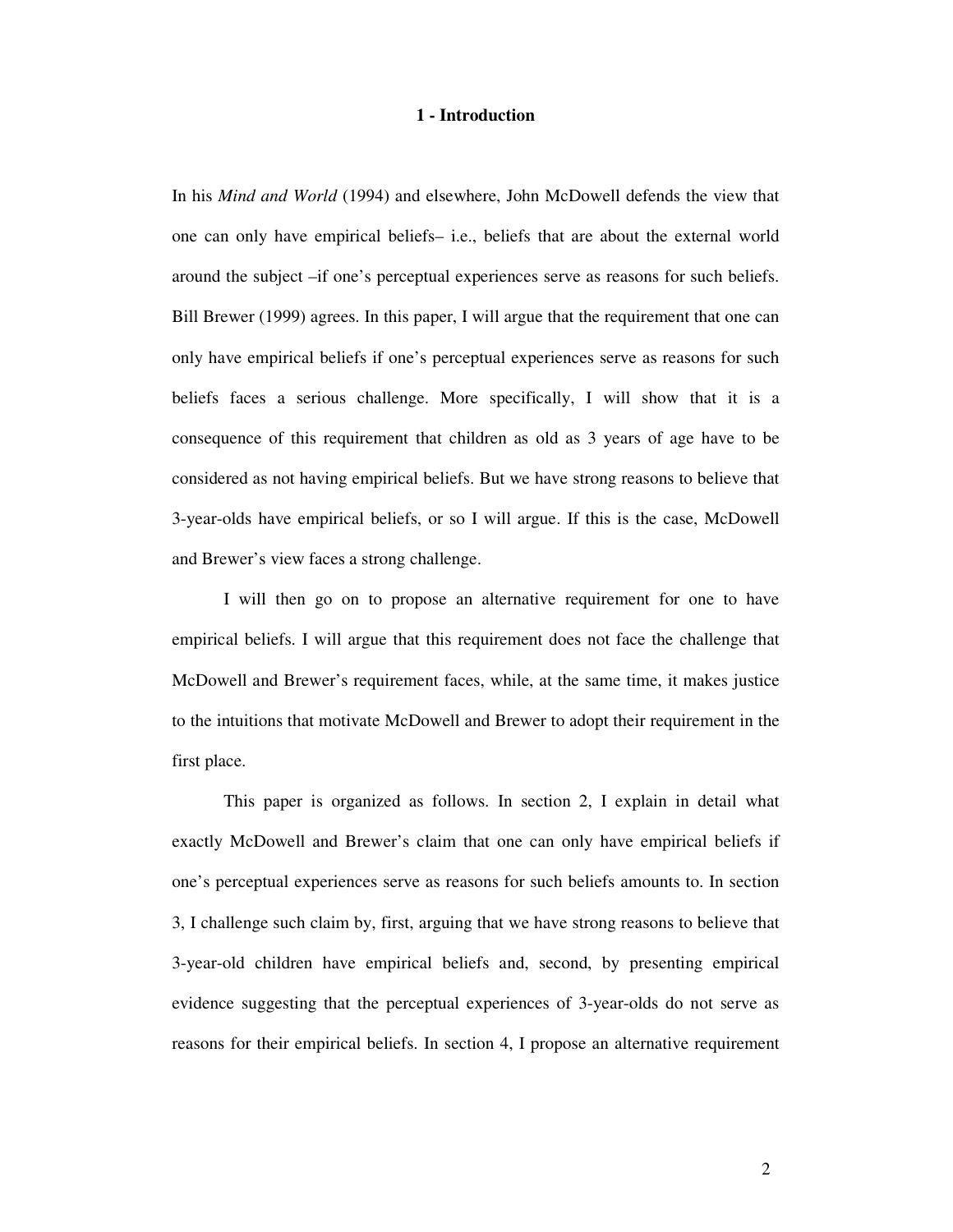## 1 - Introduction

In his *Mind and World* (1994) and elsewhere, John McDowell defends the view that one can only have empirical beliefs– i.e., beliefs that are about the external world around the subject –if one's perceptual experiences serve as reasons for such beliefs. Bill Brewer (1999) agrees. In this paper, I will argue that the requirement that one can only have empirical beliefs if one's perceptual experiences serve as reasons for such beliefs faces a serious challenge. More specifically, I will show that it is a consequence of this requirement that children as old as 3 years of age have to be considered as not having empirical beliefs. But we have strong reasons to believe that 3-year-olds have empirical beliefs, or so I will argue. If this is the case, McDowell and Brewer's view faces a strong challenge.

I will then go on to propose an alternative requirement for one to have empirical beliefs. I will argue that this requirement does not face the challenge that McDowell and Brewer's requirement faces, while, at the same time, it makes justice to the intuitions that motivate McDowell and Brewer to adopt their requirement in the first place.

This paper is organized as follows. In section 2, I explain in detail what exactly McDowell and Brewer's claim that one can only have empirical beliefs if one's perceptual experiences serve as reasons for such beliefs amounts to. In section 3, I challenge such claim by, first, arguing that we have strong reasons to believe that 3-year-old children have empirical beliefs and, second, by presenting empirical evidence suggesting that the perceptual experiences of 3-year-olds do not serve as reasons for their empirical beliefs. In section 4, I propose an alternative requirement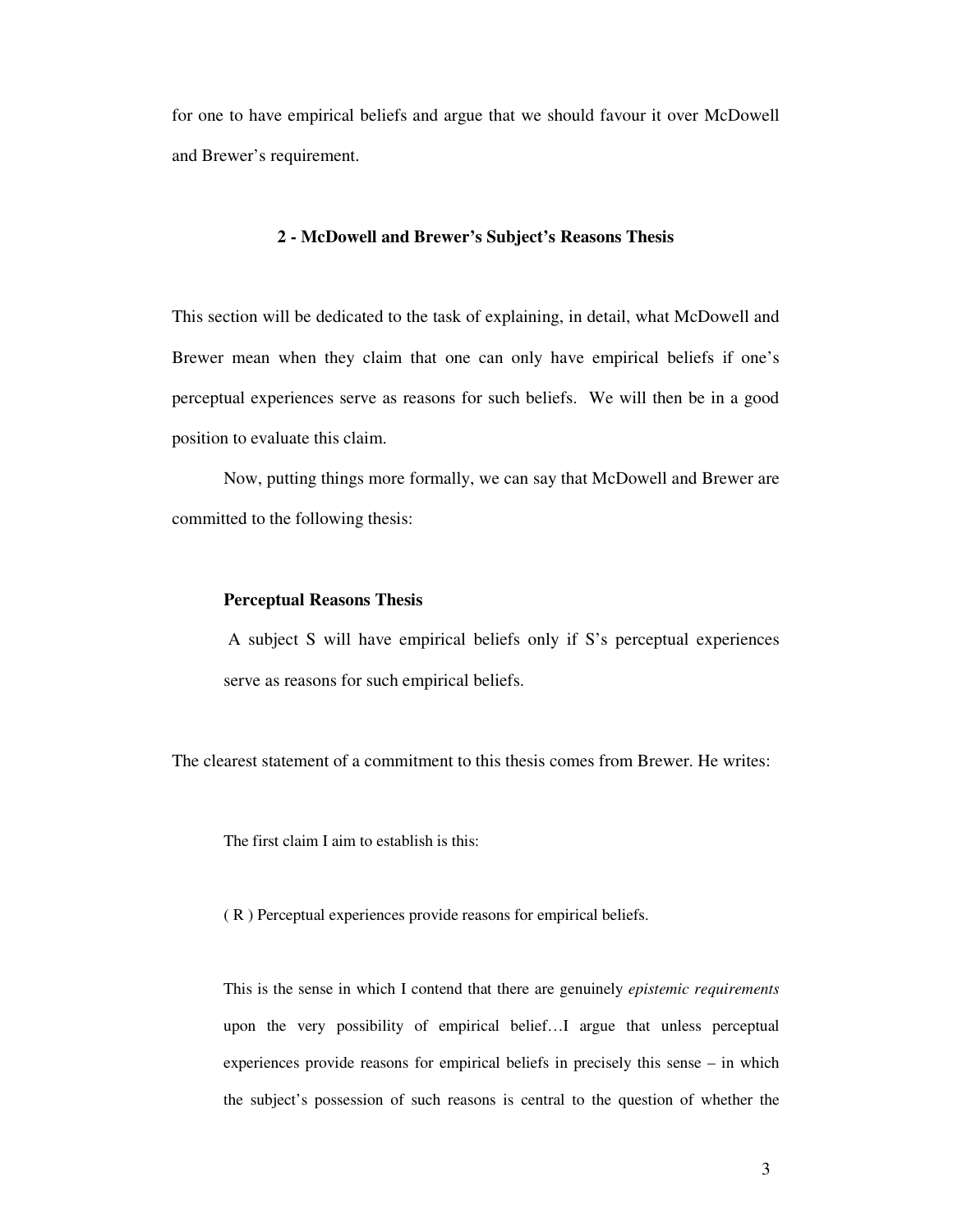for one to have empirical beliefs and argue that we should favour it over McDowell and Brewer's requirement.

## 2 - McDowell and Brewer's Subject's Reasons Thesis

This section will be dedicated to the task of explaining, in detail, what McDowell and Brewer mean when they claim that one can only have empirical beliefs if one's perceptual experiences serve as reasons for such beliefs. We will then be in a good position to evaluate this claim.

Now, putting things more formally, we can say that McDowell and Brewer are committed to the following thesis:

> **Perceptual Reasons Thesis**
>
> A subject S will have empirical beliefs only if S's perceptual experiences serve as reasons for such empirical beliefs.

The clearest statement of a commitment to this thesis comes from Brewer. He writes:

> The first claim I aim to establish is this:
>
> ( R ) Perceptual experiences provide reasons for empirical beliefs.
>
> This is the sense in which I contend that there are genuinely *epistemic requirements* upon the very possibility of empirical belief…I argue that unless perceptual experiences provide reasons for empirical beliefs in precisely this sense – in which the subject's possession of such reasons is central to the question of whether the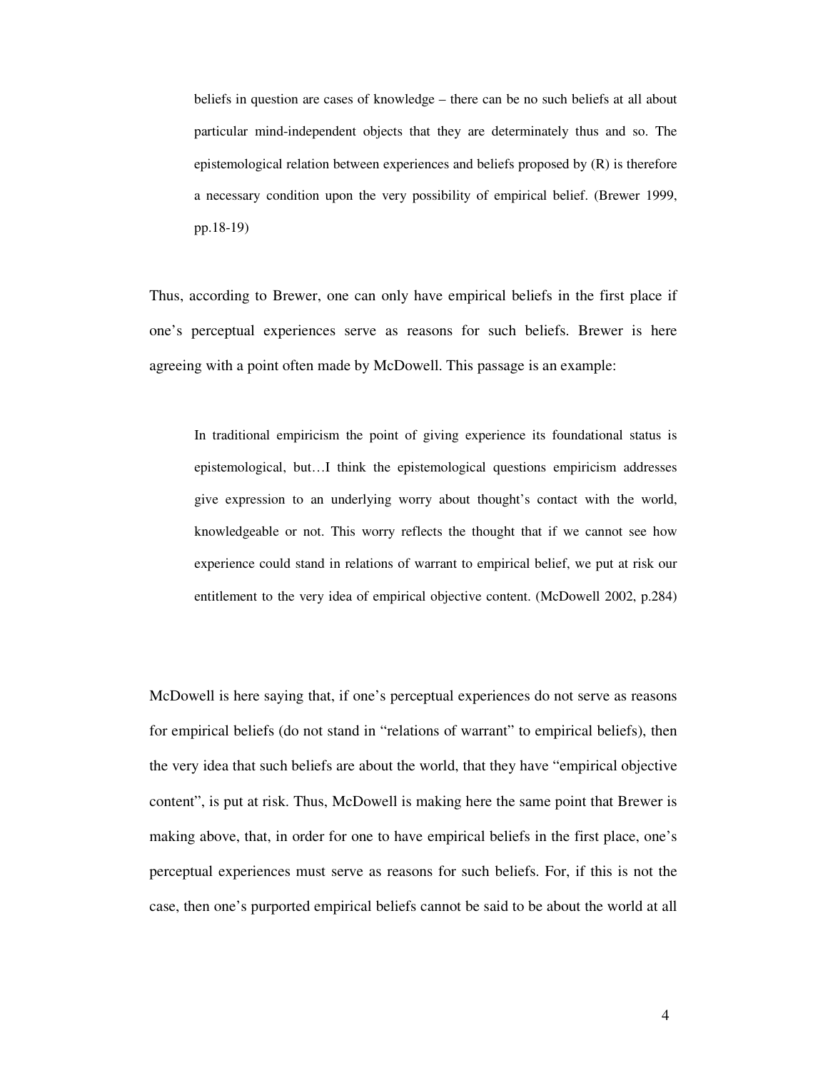> beliefs in question are cases of knowledge – there can be no such beliefs at all about particular mind-independent objects that they are determinately thus and so. The epistemological relation between experiences and beliefs proposed by (R) is therefore a necessary condition upon the very possibility of empirical belief. (Brewer 1999, pp.18-19)

Thus, according to Brewer, one can only have empirical beliefs in the first place if one's perceptual experiences serve as reasons for such beliefs. Brewer is here agreeing with a point often made by McDowell. This passage is an example:

> In traditional empiricism the point of giving experience its foundational status is epistemological, but…I think the epistemological questions empiricism addresses give expression to an underlying worry about thought's contact with the world, knowledgeable or not. This worry reflects the thought that if we cannot see how experience could stand in relations of warrant to empirical belief, we put at risk our entitlement to the very idea of empirical objective content. (McDowell 2002, p.284)

McDowell is here saying that, if one's perceptual experiences do not serve as reasons for empirical beliefs (do not stand in "relations of warrant" to empirical beliefs), then the very idea that such beliefs are about the world, that they have "empirical objective content", is put at risk. Thus, McDowell is making here the same point that Brewer is making above, that, in order for one to have empirical beliefs in the first place, one's perceptual experiences must serve as reasons for such beliefs. For, if this is not the case, then one's purported empirical beliefs cannot be said to be about the world at all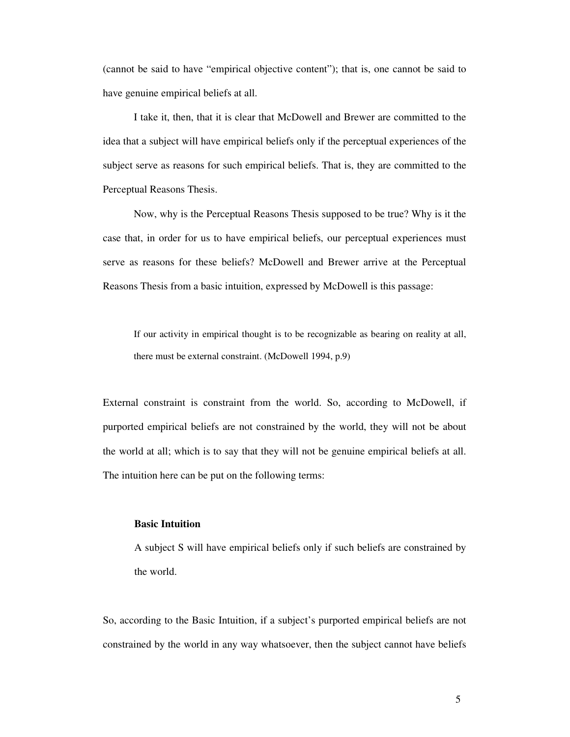(cannot be said to have "empirical objective content"); that is, one cannot be said to have genuine empirical beliefs at all.

I take it, then, that it is clear that McDowell and Brewer are committed to the idea that a subject will have empirical beliefs only if the perceptual experiences of the subject serve as reasons for such empirical beliefs. That is, they are committed to the Perceptual Reasons Thesis.

Now, why is the Perceptual Reasons Thesis supposed to be true? Why is it the case that, in order for us to have empirical beliefs, our perceptual experiences must serve as reasons for these beliefs? McDowell and Brewer arrive at the Perceptual Reasons Thesis from a basic intuition, expressed by McDowell is this passage:

> If our activity in empirical thought is to be recognizable as bearing on reality at all, there must be external constraint. (McDowell 1994, p.9)

External constraint is constraint from the world. So, according to McDowell, if purported empirical beliefs are not constrained by the world, they will not be about the world at all; which is to say that they will not be genuine empirical beliefs at all. The intuition here can be put on the following terms:

> **Basic Intuition**
>
> A subject S will have empirical beliefs only if such beliefs are constrained by the world.

So, according to the Basic Intuition, if a subject's purported empirical beliefs are not constrained by the world in any way whatsoever, then the subject cannot have beliefs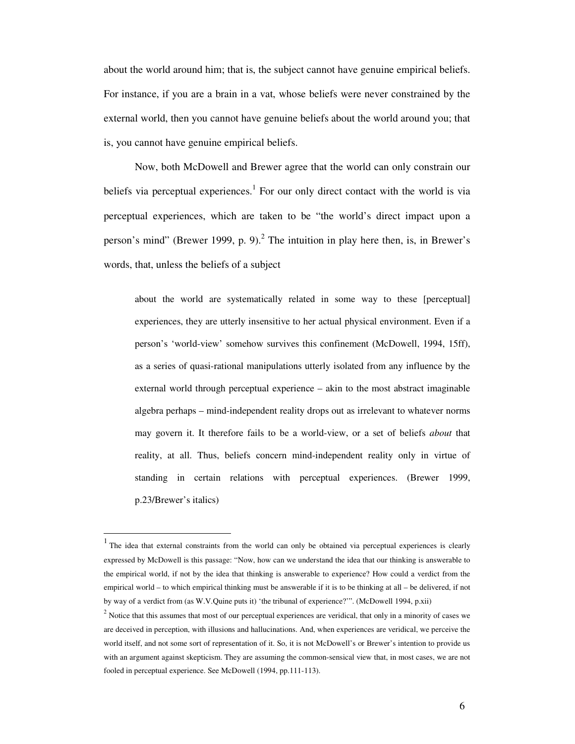about the world around him; that is, the subject cannot have genuine empirical beliefs. For instance, if you are a brain in a vat, whose beliefs were never constrained by the external world, then you cannot have genuine beliefs about the world around you; that is, you cannot have genuine empirical beliefs.

Now, both McDowell and Brewer agree that the world can only constrain our beliefs via perceptual experiences.[1] For our only direct contact with the world is via perceptual experiences, which are taken to be "the world's direct impact upon a person's mind" (Brewer 1999, p. 9).[2] The intuition in play here then, is, in Brewer's words, that, unless the beliefs of a subject

> about the world are systematically related in some way to these [perceptual] experiences, they are utterly insensitive to her actual physical environment. Even if a person's 'world-view' somehow survives this confinement (McDowell, 1994, 15ff), as a series of quasi-rational manipulations utterly isolated from any influence by the external world through perceptual experience – akin to the most abstract imaginable algebra perhaps – mind-independent reality drops out as irrelevant to whatever norms may govern it. It therefore fails to be a world-view, or a set of beliefs *about* that reality, at all. Thus, beliefs concern mind-independent reality only in virtue of standing in certain relations with perceptual experiences. (Brewer 1999, p.23/Brewer's italics)

---

[1] The idea that external constraints from the world can only be obtained via perceptual experiences is clearly expressed by McDowell is this passage: "Now, how can we understand the idea that our thinking is answerable to the empirical world, if not by the idea that thinking is answerable to experience? How could a verdict from the empirical world – to which empirical thinking must be answerable if it is to be thinking at all – be delivered, if not by way of a verdict from (as W.V.Quine puts it) 'the tribunal of experience?'". (McDowell 1994, p.xii)

[2] Notice that this assumes that most of our perceptual experiences are veridical, that only in a minority of cases we are deceived in perception, with illusions and hallucinations. And, when experiences are veridical, we perceive the world itself, and not some sort of representation of it. So, it is not McDowell's or Brewer's intention to provide us with an argument against skepticism. They are assuming the common-sensical view that, in most cases, we are not fooled in perceptual experience. See McDowell (1994, pp.111-113).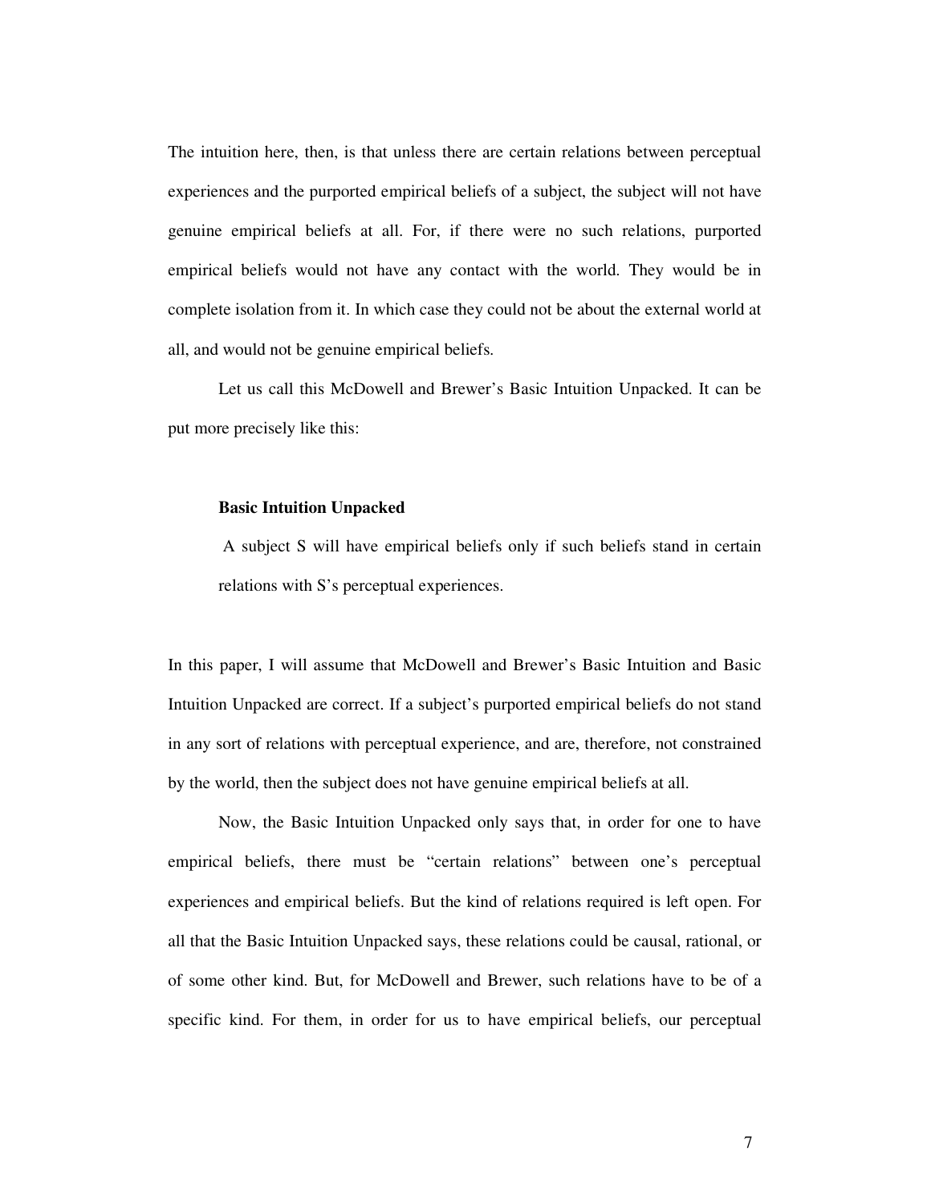The intuition here, then, is that unless there are certain relations between perceptual experiences and the purported empirical beliefs of a subject, the subject will not have genuine empirical beliefs at all. For, if there were no such relations, purported empirical beliefs would not have any contact with the world. They would be in complete isolation from it. In which case they could not be about the external world at all, and would not be genuine empirical beliefs.

Let us call this McDowell and Brewer's Basic Intuition Unpacked. It can be put more precisely like this:

> **Basic Intuition Unpacked**
>
> A subject S will have empirical beliefs only if such beliefs stand in certain relations with S's perceptual experiences.

In this paper, I will assume that McDowell and Brewer's Basic Intuition and Basic Intuition Unpacked are correct. If a subject's purported empirical beliefs do not stand in any sort of relations with perceptual experience, and are, therefore, not constrained by the world, then the subject does not have genuine empirical beliefs at all.

Now, the Basic Intuition Unpacked only says that, in order for one to have empirical beliefs, there must be "certain relations" between one's perceptual experiences and empirical beliefs. But the kind of relations required is left open. For all that the Basic Intuition Unpacked says, these relations could be causal, rational, or of some other kind. But, for McDowell and Brewer, such relations have to be of a specific kind. For them, in order for us to have empirical beliefs, our perceptual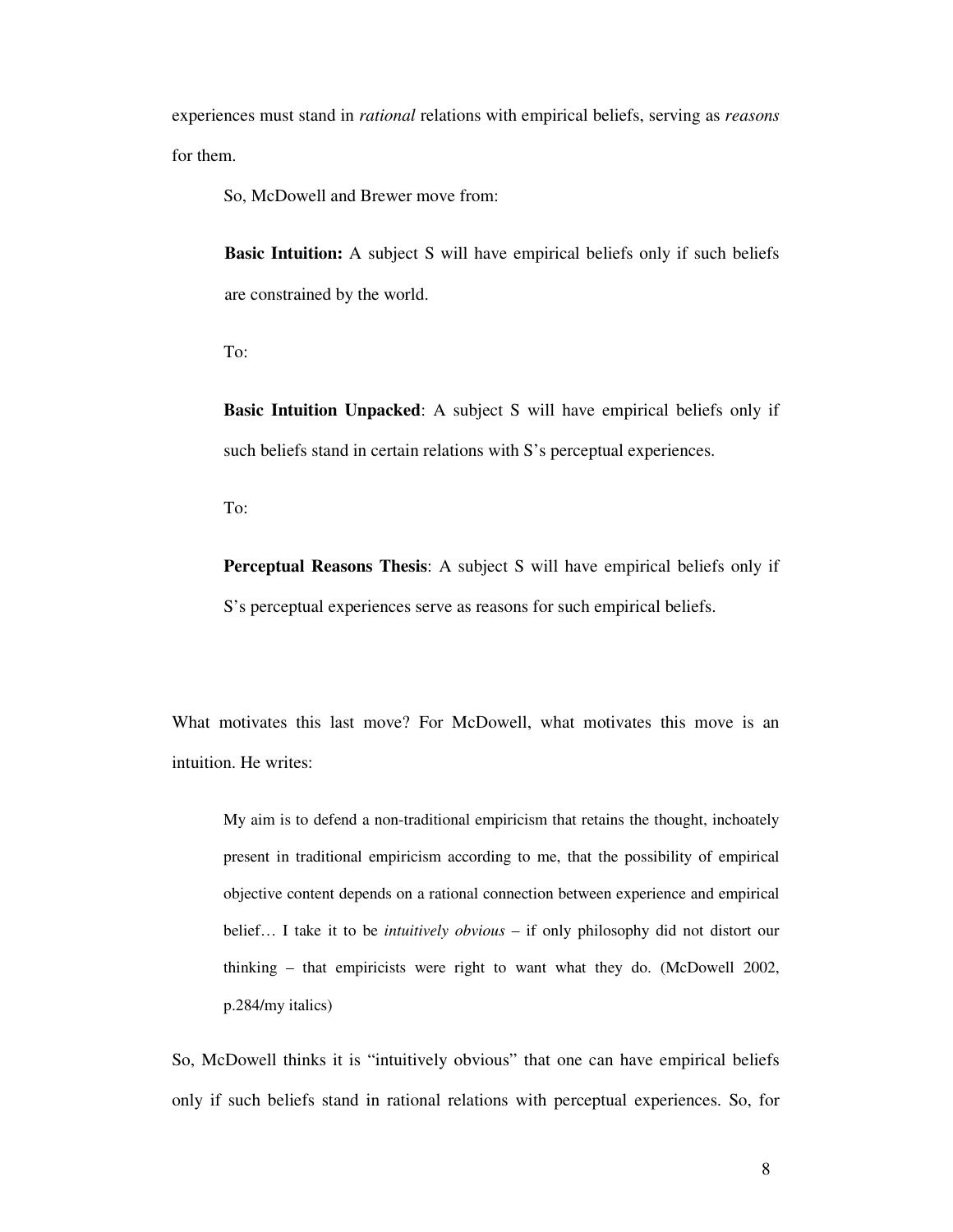experiences must stand in *rational* relations with empirical beliefs, serving as *reasons* for them.

So, McDowell and Brewer move from:

> **Basic Intuition:** A subject S will have empirical beliefs only if such beliefs are constrained by the world.

To:

> **Basic Intuition Unpacked**: A subject S will have empirical beliefs only if such beliefs stand in certain relations with S's perceptual experiences.

To:

> **Perceptual Reasons Thesis**: A subject S will have empirical beliefs only if S's perceptual experiences serve as reasons for such empirical beliefs.

What motivates this last move? For McDowell, what motivates this move is an intuition. He writes:

> My aim is to defend a non-traditional empiricism that retains the thought, inchoately present in traditional empiricism according to me, that the possibility of empirical objective content depends on a rational connection between experience and empirical belief… I take it to be *intuitively obvious* – if only philosophy did not distort our thinking – that empiricists were right to want what they do. (McDowell 2002, p.284/my italics)

So, McDowell thinks it is "intuitively obvious" that one can have empirical beliefs only if such beliefs stand in rational relations with perceptual experiences. So, for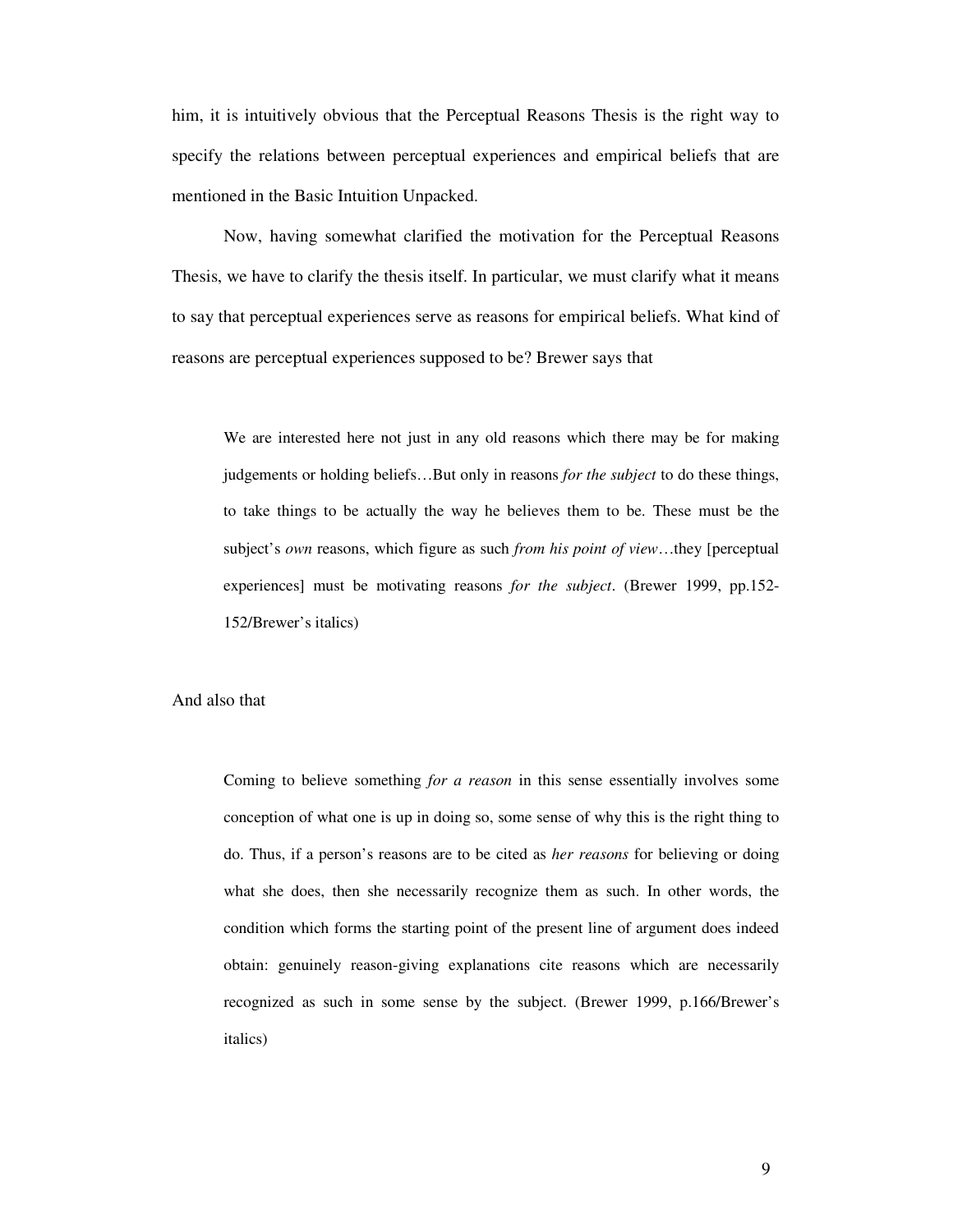him, it is intuitively obvious that the Perceptual Reasons Thesis is the right way to specify the relations between perceptual experiences and empirical beliefs that are mentioned in the Basic Intuition Unpacked.

Now, having somewhat clarified the motivation for the Perceptual Reasons Thesis, we have to clarify the thesis itself. In particular, we must clarify what it means to say that perceptual experiences serve as reasons for empirical beliefs. What kind of reasons are perceptual experiences supposed to be? Brewer says that

> We are interested here not just in any old reasons which there may be for making judgements or holding beliefs…But only in reasons *for the subject* to do these things, to take things to be actually the way he believes them to be. These must be the subject's *own* reasons, which figure as such *from his point of view*…they [perceptual experiences] must be motivating reasons *for the subject*. (Brewer 1999, pp.152-152/Brewer's italics)

And also that

> Coming to believe something *for a reason* in this sense essentially involves some conception of what one is up in doing so, some sense of why this is the right thing to do. Thus, if a person's reasons are to be cited as *her reasons* for believing or doing what she does, then she necessarily recognize them as such. In other words, the condition which forms the starting point of the present line of argument does indeed obtain: genuinely reason-giving explanations cite reasons which are necessarily recognized as such in some sense by the subject. (Brewer 1999, p.166/Brewer's italics)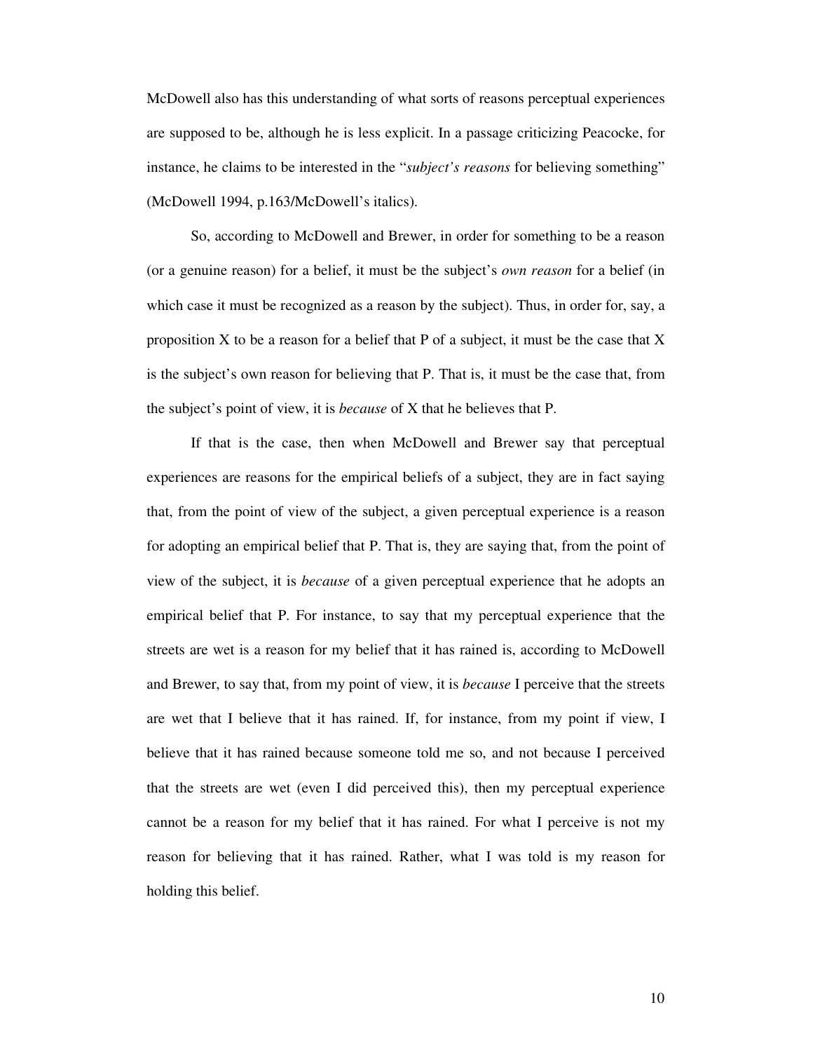McDowell also has this understanding of what sorts of reasons perceptual experiences are supposed to be, although he is less explicit. In a passage criticizing Peacocke, for instance, he claims to be interested in the "*subject's reasons* for believing something" (McDowell 1994, p.163/McDowell's italics).

So, according to McDowell and Brewer, in order for something to be a reason (or a genuine reason) for a belief, it must be the subject's *own reason* for a belief (in which case it must be recognized as a reason by the subject). Thus, in order for, say, a proposition X to be a reason for a belief that P of a subject, it must be the case that X is the subject's own reason for believing that P. That is, it must be the case that, from the subject's point of view, it is *because* of X that he believes that P.

If that is the case, then when McDowell and Brewer say that perceptual experiences are reasons for the empirical beliefs of a subject, they are in fact saying that, from the point of view of the subject, a given perceptual experience is a reason for adopting an empirical belief that P. That is, they are saying that, from the point of view of the subject, it is *because* of a given perceptual experience that he adopts an empirical belief that P. For instance, to say that my perceptual experience that the streets are wet is a reason for my belief that it has rained is, according to McDowell and Brewer, to say that, from my point of view, it is *because* I perceive that the streets are wet that I believe that it has rained. If, for instance, from my point if view, I believe that it has rained because someone told me so, and not because I perceived that the streets are wet (even I did perceived this), then my perceptual experience cannot be a reason for my belief that it has rained. For what I perceive is not my reason for believing that it has rained. Rather, what I was told is my reason for holding this belief.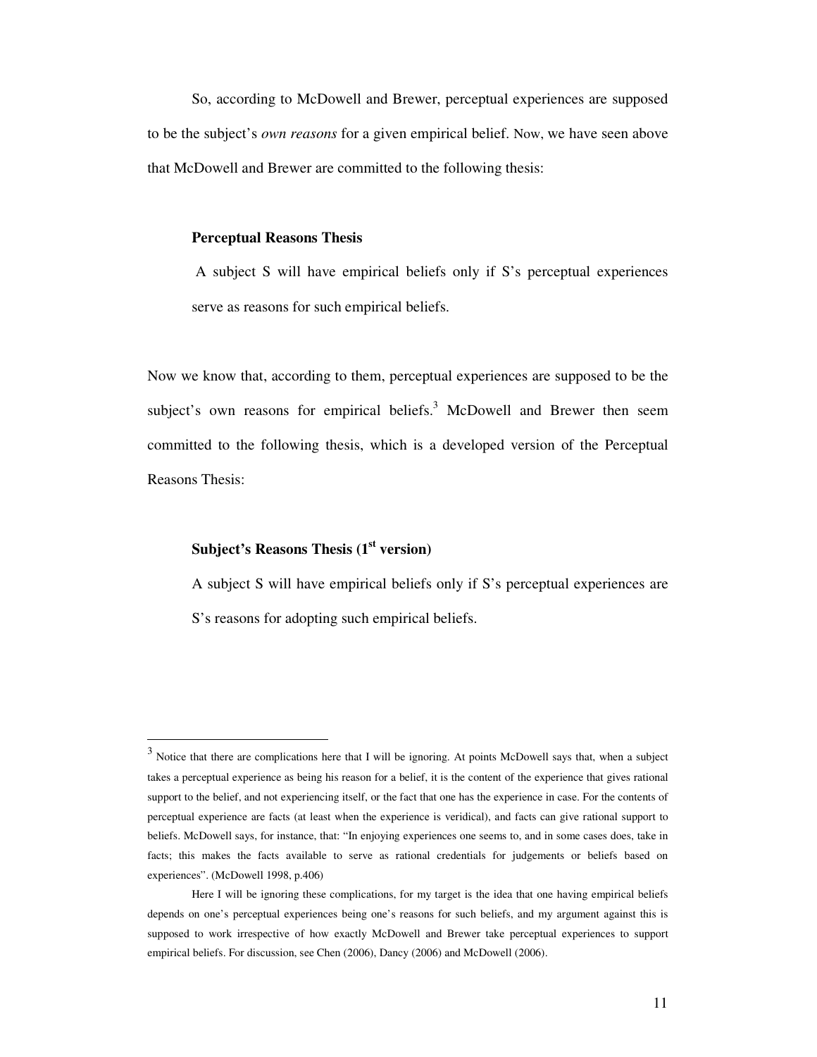So, according to McDowell and Brewer, perceptual experiences are supposed to be the subject's *own reasons* for a given empirical belief. Now, we have seen above that McDowell and Brewer are committed to the following thesis:

> **Perceptual Reasons Thesis**
>
> A subject S will have empirical beliefs only if S's perceptual experiences serve as reasons for such empirical beliefs.

Now we know that, according to them, perceptual experiences are supposed to be the subject's own reasons for empirical beliefs.[3] McDowell and Brewer then seem committed to the following thesis, which is a developed version of the Perceptual Reasons Thesis:

> **Subject's Reasons Thesis (1st version)**
>
> A subject S will have empirical beliefs only if S's perceptual experiences are S's reasons for adopting such empirical beliefs.

---

[3] Notice that there are complications here that I will be ignoring. At points McDowell says that, when a subject takes a perceptual experience as being his reason for a belief, it is the content of the experience that gives rational support to the belief, and not experiencing itself, or the fact that one has the experience in case. For the contents of perceptual experience are facts (at least when the experience is veridical), and facts can give rational support to beliefs. McDowell says, for instance, that: "In enjoying experiences one seems to, and in some cases does, take in facts; this makes the facts available to serve as rational credentials for judgements or beliefs based on experiences". (McDowell 1998, p.406)

Here I will be ignoring these complications, for my target is the idea that one having empirical beliefs depends on one's perceptual experiences being one's reasons for such beliefs, and my argument against this is supposed to work irrespective of how exactly McDowell and Brewer take perceptual experiences to support empirical beliefs. For discussion, see Chen (2006), Dancy (2006) and McDowell (2006).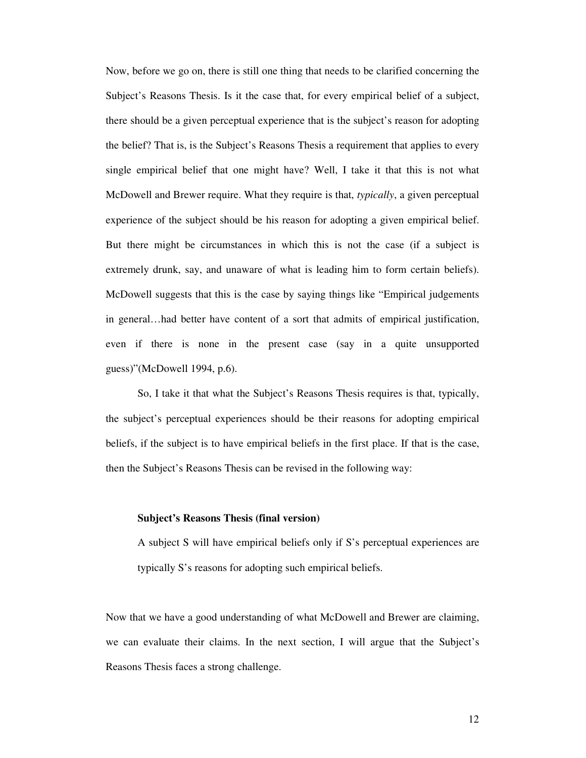Now, before we go on, there is still one thing that needs to be clarified concerning the Subject's Reasons Thesis. Is it the case that, for every empirical belief of a subject, there should be a given perceptual experience that is the subject's reason for adopting the belief? That is, is the Subject's Reasons Thesis a requirement that applies to every single empirical belief that one might have? Well, I take it that this is not what McDowell and Brewer require. What they require is that, *typically*, a given perceptual experience of the subject should be his reason for adopting a given empirical belief. But there might be circumstances in which this is not the case (if a subject is extremely drunk, say, and unaware of what is leading him to form certain beliefs). McDowell suggests that this is the case by saying things like "Empirical judgements in general…had better have content of a sort that admits of empirical justification, even if there is none in the present case (say in a quite unsupported guess)"(McDowell 1994, p.6).

So, I take it that what the Subject's Reasons Thesis requires is that, typically, the subject's perceptual experiences should be their reasons for adopting empirical beliefs, if the subject is to have empirical beliefs in the first place. If that is the case, then the Subject's Reasons Thesis can be revised in the following way:

> **Subject's Reasons Thesis (final version)**
>
> A subject S will have empirical beliefs only if S's perceptual experiences are typically S's reasons for adopting such empirical beliefs.

Now that we have a good understanding of what McDowell and Brewer are claiming, we can evaluate their claims. In the next section, I will argue that the Subject's Reasons Thesis faces a strong challenge.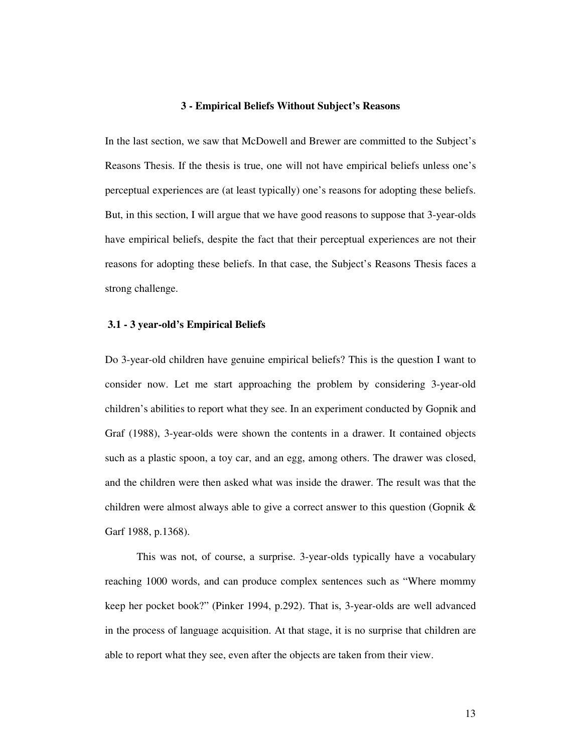## 3 - Empirical Beliefs Without Subject's Reasons

In the last section, we saw that McDowell and Brewer are committed to the Subject's Reasons Thesis. If the thesis is true, one will not have empirical beliefs unless one's perceptual experiences are (at least typically) one's reasons for adopting these beliefs. But, in this section, I will argue that we have good reasons to suppose that 3-year-olds have empirical beliefs, despite the fact that their perceptual experiences are not their reasons for adopting these beliefs. In that case, the Subject's Reasons Thesis faces a strong challenge.

### 3.1 - 3 year-old's Empirical Beliefs

Do 3-year-old children have genuine empirical beliefs? This is the question I want to consider now. Let me start approaching the problem by considering 3-year-old children's abilities to report what they see. In an experiment conducted by Gopnik and Graf (1988), 3-year-olds were shown the contents in a drawer. It contained objects such as a plastic spoon, a toy car, and an egg, among others. The drawer was closed, and the children were then asked what was inside the drawer. The result was that the children were almost always able to give a correct answer to this question (Gopnik & Garf 1988, p.1368).

This was not, of course, a surprise. 3-year-olds typically have a vocabulary reaching 1000 words, and can produce complex sentences such as "Where mommy keep her pocket book?" (Pinker 1994, p.292). That is, 3-year-olds are well advanced in the process of language acquisition. At that stage, it is no surprise that children are able to report what they see, even after the objects are taken from their view.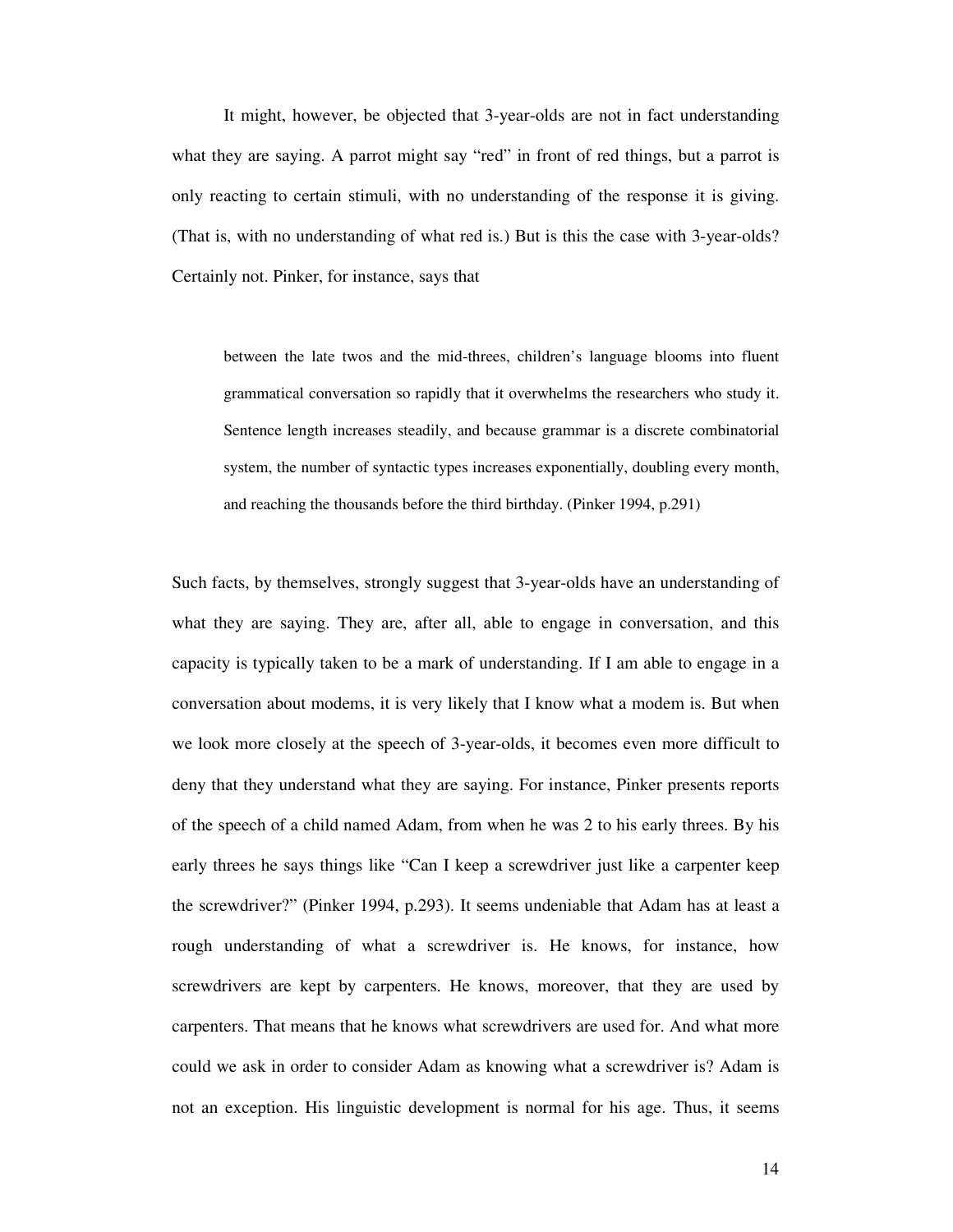It might, however, be objected that 3-year-olds are not in fact understanding what they are saying. A parrot might say "red" in front of red things, but a parrot is only reacting to certain stimuli, with no understanding of the response it is giving. (That is, with no understanding of what red is.) But is this the case with 3-year-olds? Certainly not. Pinker, for instance, says that

> between the late twos and the mid-threes, children's language blooms into fluent grammatical conversation so rapidly that it overwhelms the researchers who study it. Sentence length increases steadily, and because grammar is a discrete combinatorial system, the number of syntactic types increases exponentially, doubling every month, and reaching the thousands before the third birthday. (Pinker 1994, p.291)

Such facts, by themselves, strongly suggest that 3-year-olds have an understanding of what they are saying. They are, after all, able to engage in conversation, and this capacity is typically taken to be a mark of understanding. If I am able to engage in a conversation about modems, it is very likely that I know what a modem is. But when we look more closely at the speech of 3-year-olds, it becomes even more difficult to deny that they understand what they are saying. For instance, Pinker presents reports of the speech of a child named Adam, from when he was 2 to his early threes. By his early threes he says things like "Can I keep a screwdriver just like a carpenter keep the screwdriver?" (Pinker 1994, p.293). It seems undeniable that Adam has at least a rough understanding of what a screwdriver is. He knows, for instance, how screwdrivers are kept by carpenters. He knows, moreover, that they are used by carpenters. That means that he knows what screwdrivers are used for. And what more could we ask in order to consider Adam as knowing what a screwdriver is? Adam is not an exception. His linguistic development is normal for his age. Thus, it seems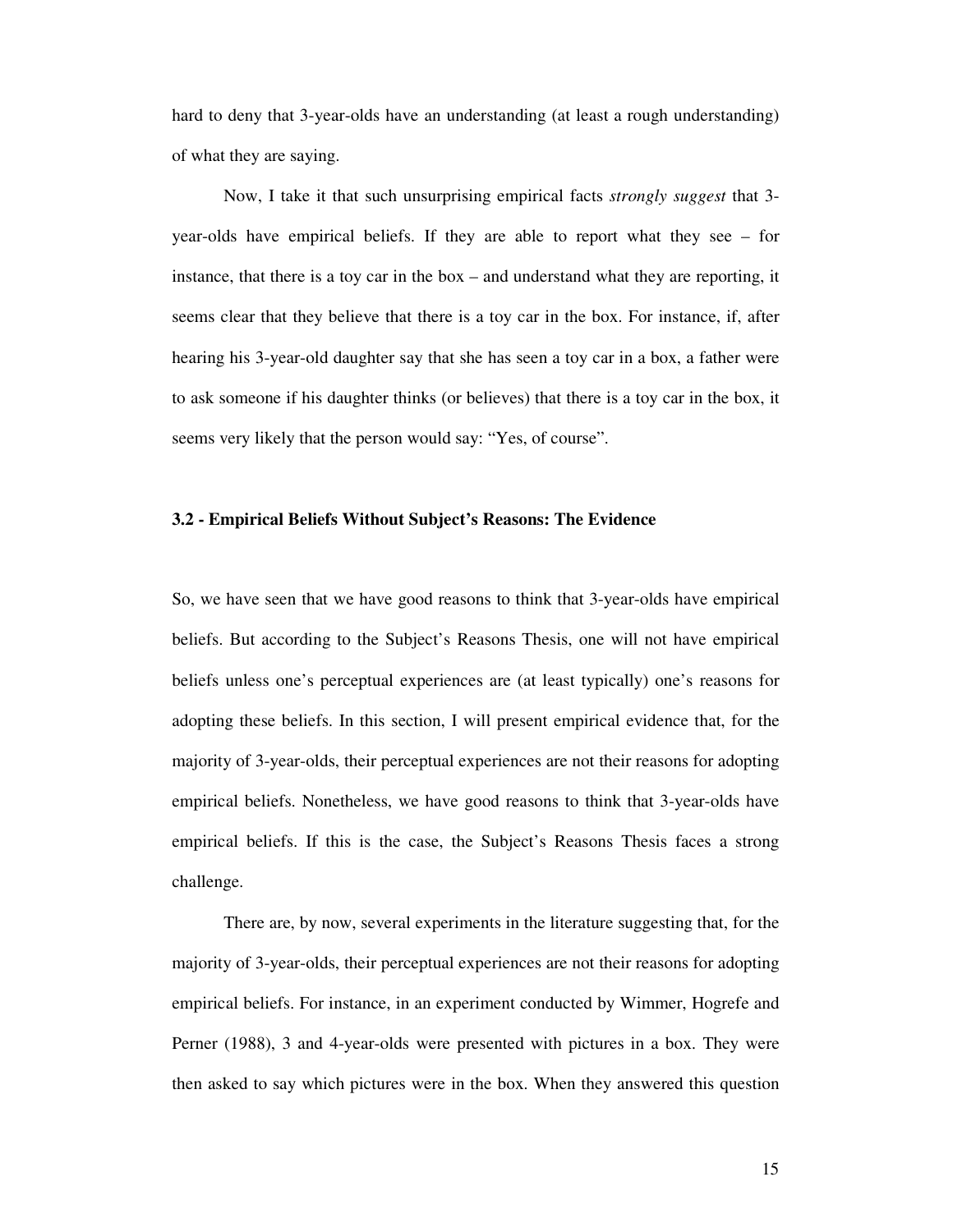hard to deny that 3-year-olds have an understanding (at least a rough understanding) of what they are saying.

Now, I take it that such unsurprising empirical facts *strongly suggest* that 3-year-olds have empirical beliefs. If they are able to report what they see – for instance, that there is a toy car in the box – and understand what they are reporting, it seems clear that they believe that there is a toy car in the box. For instance, if, after hearing his 3-year-old daughter say that she has seen a toy car in a box, a father were to ask someone if his daughter thinks (or believes) that there is a toy car in the box, it seems very likely that the person would say: "Yes, of course".

### 3.2 - Empirical Beliefs Without Subject's Reasons: The Evidence

So, we have seen that we have good reasons to think that 3-year-olds have empirical beliefs. But according to the Subject's Reasons Thesis, one will not have empirical beliefs unless one's perceptual experiences are (at least typically) one's reasons for adopting these beliefs. In this section, I will present empirical evidence that, for the majority of 3-year-olds, their perceptual experiences are not their reasons for adopting empirical beliefs. Nonetheless, we have good reasons to think that 3-year-olds have empirical beliefs. If this is the case, the Subject's Reasons Thesis faces a strong challenge.

There are, by now, several experiments in the literature suggesting that, for the majority of 3-year-olds, their perceptual experiences are not their reasons for adopting empirical beliefs. For instance, in an experiment conducted by Wimmer, Hogrefe and Perner (1988), 3 and 4-year-olds were presented with pictures in a box. They were then asked to say which pictures were in the box. When they answered this question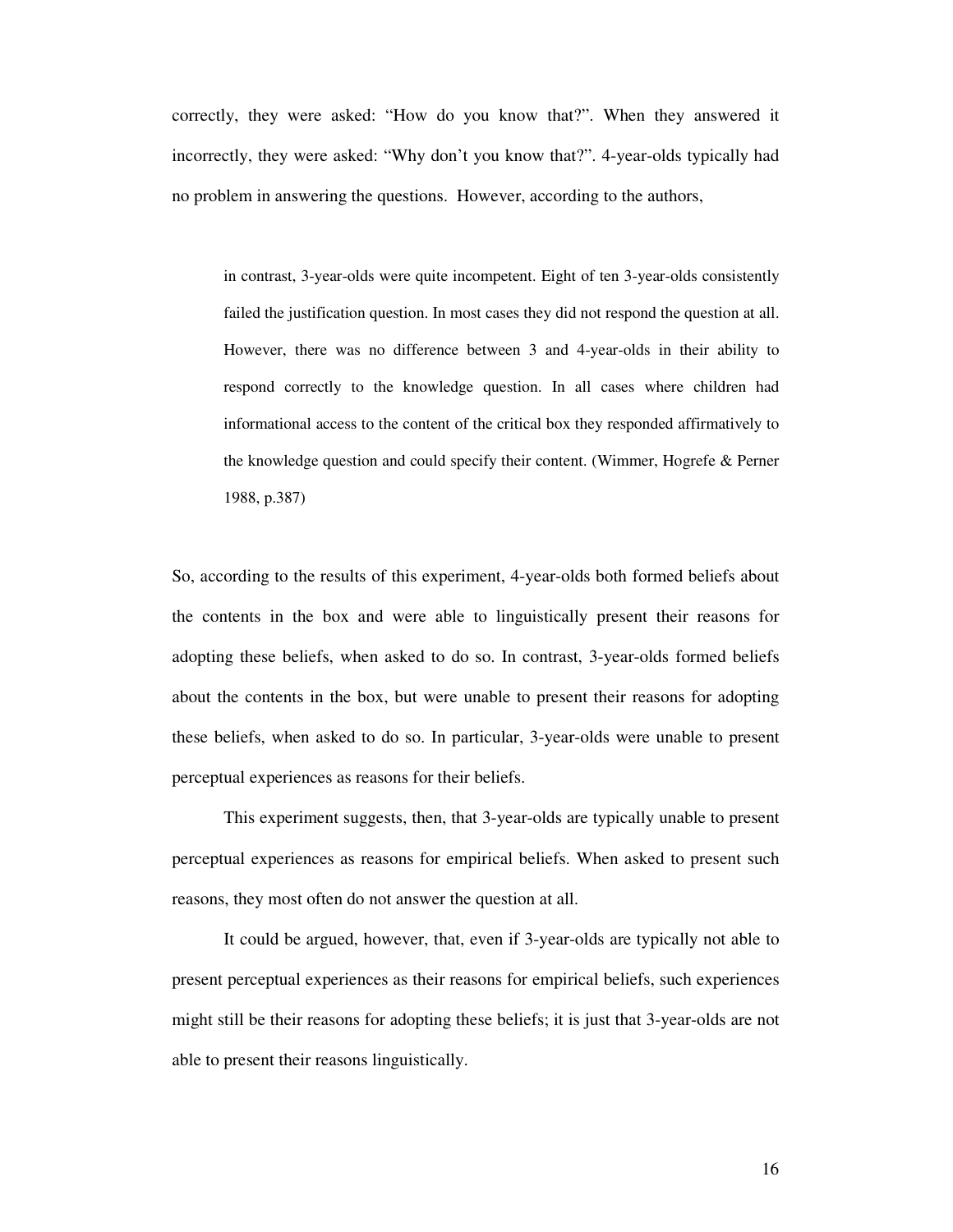correctly, they were asked: "How do you know that?". When they answered it incorrectly, they were asked: "Why don't you know that?". 4-year-olds typically had no problem in answering the questions. However, according to the authors,

> in contrast, 3-year-olds were quite incompetent. Eight of ten 3-year-olds consistently failed the justification question. In most cases they did not respond the question at all. However, there was no difference between 3 and 4-year-olds in their ability to respond correctly to the knowledge question. In all cases where children had informational access to the content of the critical box they responded affirmatively to the knowledge question and could specify their content. (Wimmer, Hogrefe & Perner 1988, p.387)

So, according to the results of this experiment, 4-year-olds both formed beliefs about the contents in the box and were able to linguistically present their reasons for adopting these beliefs, when asked to do so. In contrast, 3-year-olds formed beliefs about the contents in the box, but were unable to present their reasons for adopting these beliefs, when asked to do so. In particular, 3-year-olds were unable to present perceptual experiences as reasons for their beliefs.

This experiment suggests, then, that 3-year-olds are typically unable to present perceptual experiences as reasons for empirical beliefs. When asked to present such reasons, they most often do not answer the question at all.

It could be argued, however, that, even if 3-year-olds are typically not able to present perceptual experiences as their reasons for empirical beliefs, such experiences might still be their reasons for adopting these beliefs; it is just that 3-year-olds are not able to present their reasons linguistically.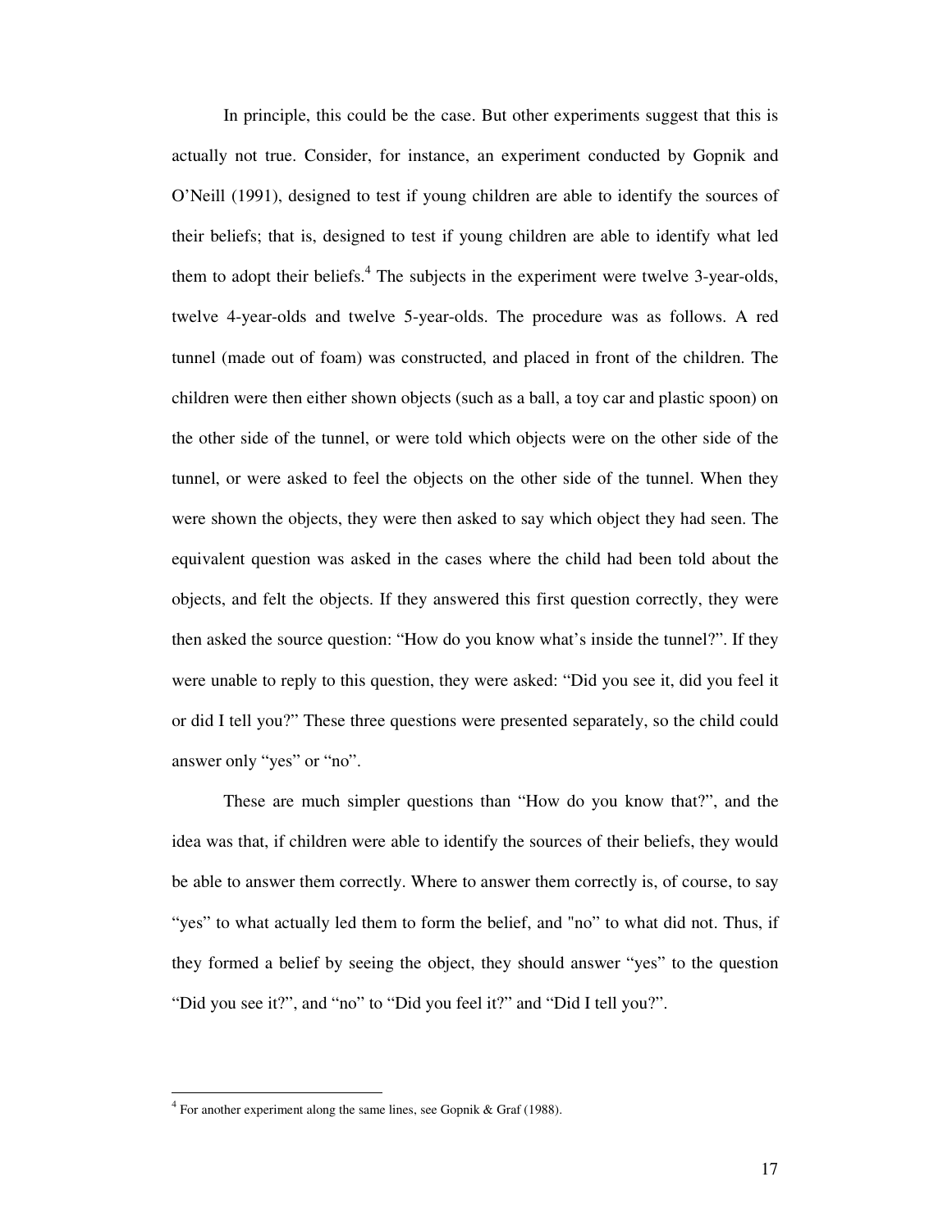In principle, this could be the case. But other experiments suggest that this is actually not true. Consider, for instance, an experiment conducted by Gopnik and O'Neill (1991), designed to test if young children are able to identify the sources of their beliefs; that is, designed to test if young children are able to identify what led them to adopt their beliefs.[4] The subjects in the experiment were twelve 3-year-olds, twelve 4-year-olds and twelve 5-year-olds. The procedure was as follows. A red tunnel (made out of foam) was constructed, and placed in front of the children. The children were then either shown objects (such as a ball, a toy car and plastic spoon) on the other side of the tunnel, or were told which objects were on the other side of the tunnel, or were asked to feel the objects on the other side of the tunnel. When they were shown the objects, they were then asked to say which object they had seen. The equivalent question was asked in the cases where the child had been told about the objects, and felt the objects. If they answered this first question correctly, they were then asked the source question: "How do you know what's inside the tunnel?". If they were unable to reply to this question, they were asked: "Did you see it, did you feel it or did I tell you?" These three questions were presented separately, so the child could answer only "yes" or "no".

These are much simpler questions than "How do you know that?", and the idea was that, if children were able to identify the sources of their beliefs, they would be able to answer them correctly. Where to answer them correctly is, of course, to say "yes" to what actually led them to form the belief, and "no" to what did not. Thus, if they formed a belief by seeing the object, they should answer "yes" to the question "Did you see it?", and "no" to "Did you feel it?" and "Did I tell you?".

---

[4] For another experiment along the same lines, see Gopnik & Graf (1988).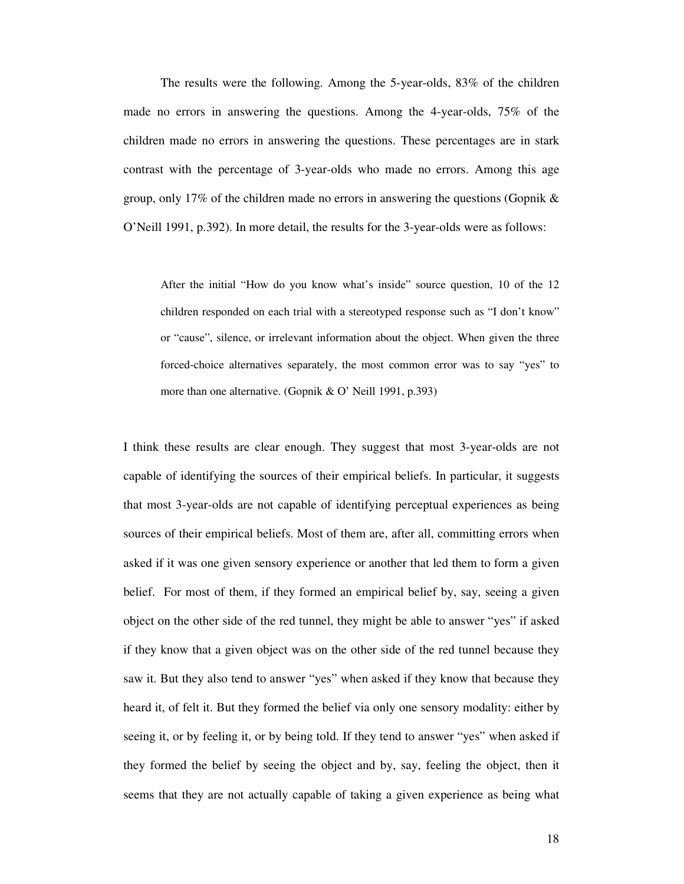The results were the following. Among the 5-year-olds, 83% of the children made no errors in answering the questions. Among the 4-year-olds, 75% of the children made no errors in answering the questions. These percentages are in stark contrast with the percentage of 3-year-olds who made no errors. Among this age group, only 17% of the children made no errors in answering the questions (Gopnik & O'Neill 1991, p.392). In more detail, the results for the 3-year-olds were as follows:

> After the initial "How do you know what's inside" source question, 10 of the 12 children responded on each trial with a stereotyped response such as "I don't know" or "cause", silence, or irrelevant information about the object. When given the three forced-choice alternatives separately, the most common error was to say "yes" to more than one alternative. (Gopnik & O' Neill 1991, p.393)

I think these results are clear enough. They suggest that most 3-year-olds are not capable of identifying the sources of their empirical beliefs. In particular, it suggests that most 3-year-olds are not capable of identifying perceptual experiences as being sources of their empirical beliefs. Most of them are, after all, committing errors when asked if it was one given sensory experience or another that led them to form a given belief. For most of them, if they formed an empirical belief by, say, seeing a given object on the other side of the red tunnel, they might be able to answer "yes" if asked if they know that a given object was on the other side of the red tunnel because they saw it. But they also tend to answer "yes" when asked if they know that because they heard it, of felt it. But they formed the belief via only one sensory modality: either by seeing it, or by feeling it, or by being told. If they tend to answer "yes" when asked if they formed the belief by seeing the object and by, say, feeling the object, then it seems that they are not actually capable of taking a given experience as being what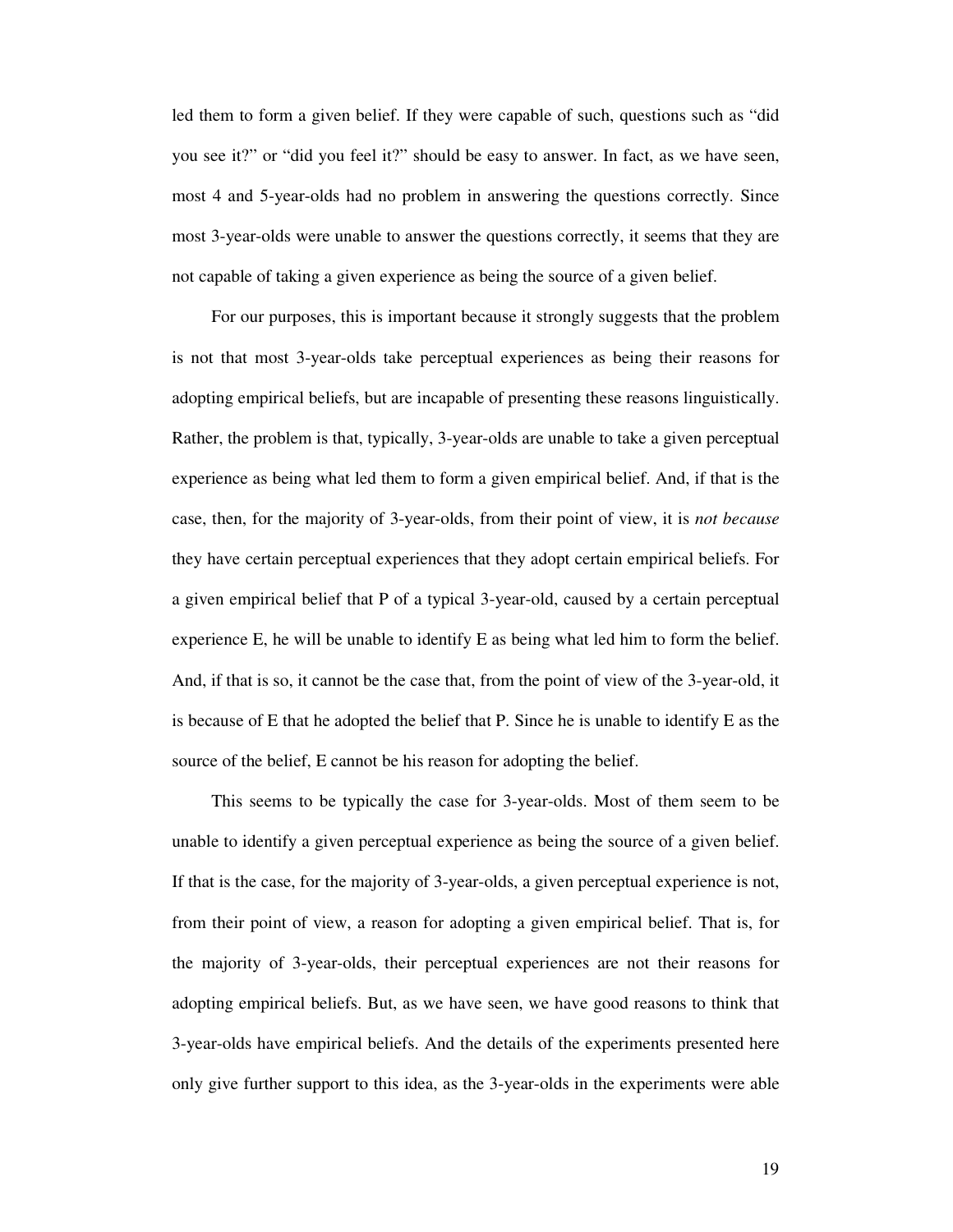led them to form a given belief. If they were capable of such, questions such as "did you see it?" or "did you feel it?" should be easy to answer. In fact, as we have seen, most 4 and 5-year-olds had no problem in answering the questions correctly. Since most 3-year-olds were unable to answer the questions correctly, it seems that they are not capable of taking a given experience as being the source of a given belief.

For our purposes, this is important because it strongly suggests that the problem is not that most 3-year-olds take perceptual experiences as being their reasons for adopting empirical beliefs, but are incapable of presenting these reasons linguistically. Rather, the problem is that, typically, 3-year-olds are unable to take a given perceptual experience as being what led them to form a given empirical belief. And, if that is the case, then, for the majority of 3-year-olds, from their point of view, it is *not because* they have certain perceptual experiences that they adopt certain empirical beliefs. For a given empirical belief that P of a typical 3-year-old, caused by a certain perceptual experience E, he will be unable to identify E as being what led him to form the belief. And, if that is so, it cannot be the case that, from the point of view of the 3-year-old, it is because of E that he adopted the belief that P. Since he is unable to identify E as the source of the belief, E cannot be his reason for adopting the belief.

This seems to be typically the case for 3-year-olds. Most of them seem to be unable to identify a given perceptual experience as being the source of a given belief. If that is the case, for the majority of 3-year-olds, a given perceptual experience is not, from their point of view, a reason for adopting a given empirical belief. That is, for the majority of 3-year-olds, their perceptual experiences are not their reasons for adopting empirical beliefs. But, as we have seen, we have good reasons to think that 3-year-olds have empirical beliefs. And the details of the experiments presented here only give further support to this idea, as the 3-year-olds in the experiments were able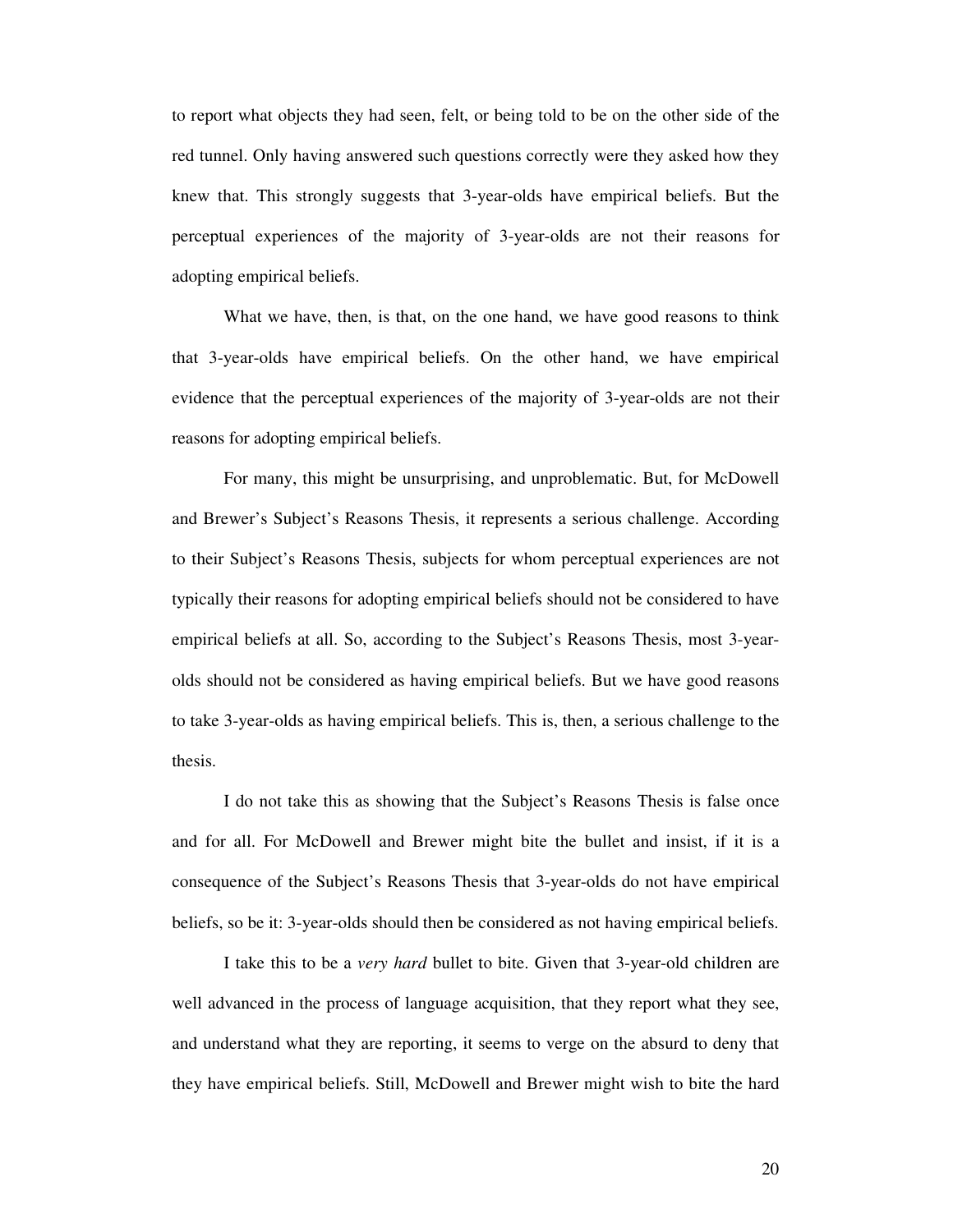to report what objects they had seen, felt, or being told to be on the other side of the red tunnel. Only having answered such questions correctly were they asked how they knew that. This strongly suggests that 3-year-olds have empirical beliefs. But the perceptual experiences of the majority of 3-year-olds are not their reasons for adopting empirical beliefs.

What we have, then, is that, on the one hand, we have good reasons to think that 3-year-olds have empirical beliefs. On the other hand, we have empirical evidence that the perceptual experiences of the majority of 3-year-olds are not their reasons for adopting empirical beliefs.

For many, this might be unsurprising, and unproblematic. But, for McDowell and Brewer's Subject's Reasons Thesis, it represents a serious challenge. According to their Subject's Reasons Thesis, subjects for whom perceptual experiences are not typically their reasons for adopting empirical beliefs should not be considered to have empirical beliefs at all. So, according to the Subject's Reasons Thesis, most 3-year-olds should not be considered as having empirical beliefs. But we have good reasons to take 3-year-olds as having empirical beliefs. This is, then, a serious challenge to the thesis.

I do not take this as showing that the Subject's Reasons Thesis is false once and for all. For McDowell and Brewer might bite the bullet and insist, if it is a consequence of the Subject's Reasons Thesis that 3-year-olds do not have empirical beliefs, so be it: 3-year-olds should then be considered as not having empirical beliefs.

I take this to be a *very hard* bullet to bite. Given that 3-year-old children are well advanced in the process of language acquisition, that they report what they see, and understand what they are reporting, it seems to verge on the absurd to deny that they have empirical beliefs. Still, McDowell and Brewer might wish to bite the hard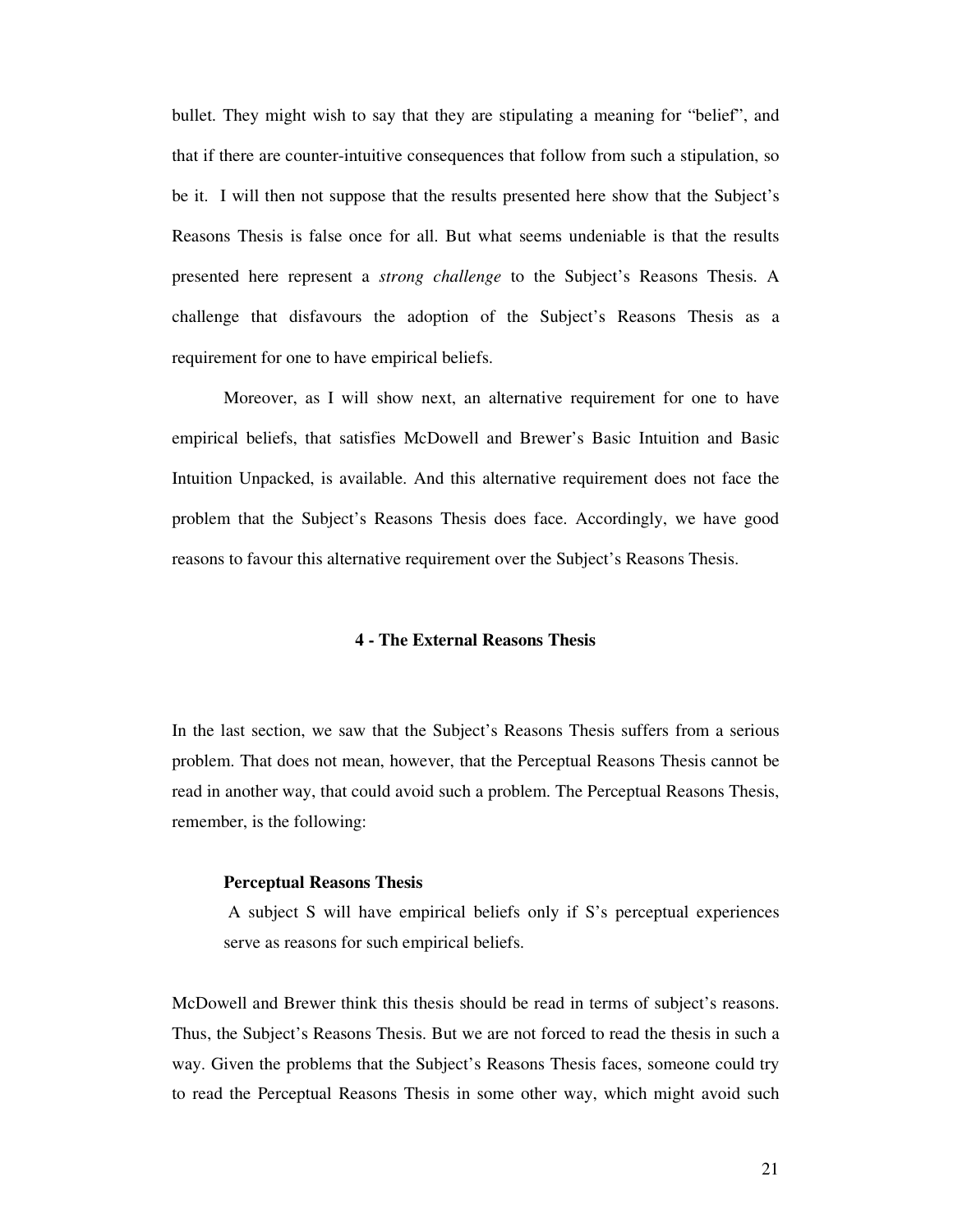bullet. They might wish to say that they are stipulating a meaning for "belief", and that if there are counter-intuitive consequences that follow from such a stipulation, so be it. I will then not suppose that the results presented here show that the Subject's Reasons Thesis is false once for all. But what seems undeniable is that the results presented here represent a *strong challenge* to the Subject's Reasons Thesis. A challenge that disfavours the adoption of the Subject's Reasons Thesis as a requirement for one to have empirical beliefs.

Moreover, as I will show next, an alternative requirement for one to have empirical beliefs, that satisfies McDowell and Brewer's Basic Intuition and Basic Intuition Unpacked, is available. And this alternative requirement does not face the problem that the Subject's Reasons Thesis does face. Accordingly, we have good reasons to favour this alternative requirement over the Subject's Reasons Thesis.

## 4 - The External Reasons Thesis

In the last section, we saw that the Subject's Reasons Thesis suffers from a serious problem. That does not mean, however, that the Perceptual Reasons Thesis cannot be read in another way, that could avoid such a problem. The Perceptual Reasons Thesis, remember, is the following:

> **Perceptual Reasons Thesis**
>
> A subject S will have empirical beliefs only if S's perceptual experiences serve as reasons for such empirical beliefs.

McDowell and Brewer think this thesis should be read in terms of subject's reasons. Thus, the Subject's Reasons Thesis. But we are not forced to read the thesis in such a way. Given the problems that the Subject's Reasons Thesis faces, someone could try to read the Perceptual Reasons Thesis in some other way, which might avoid such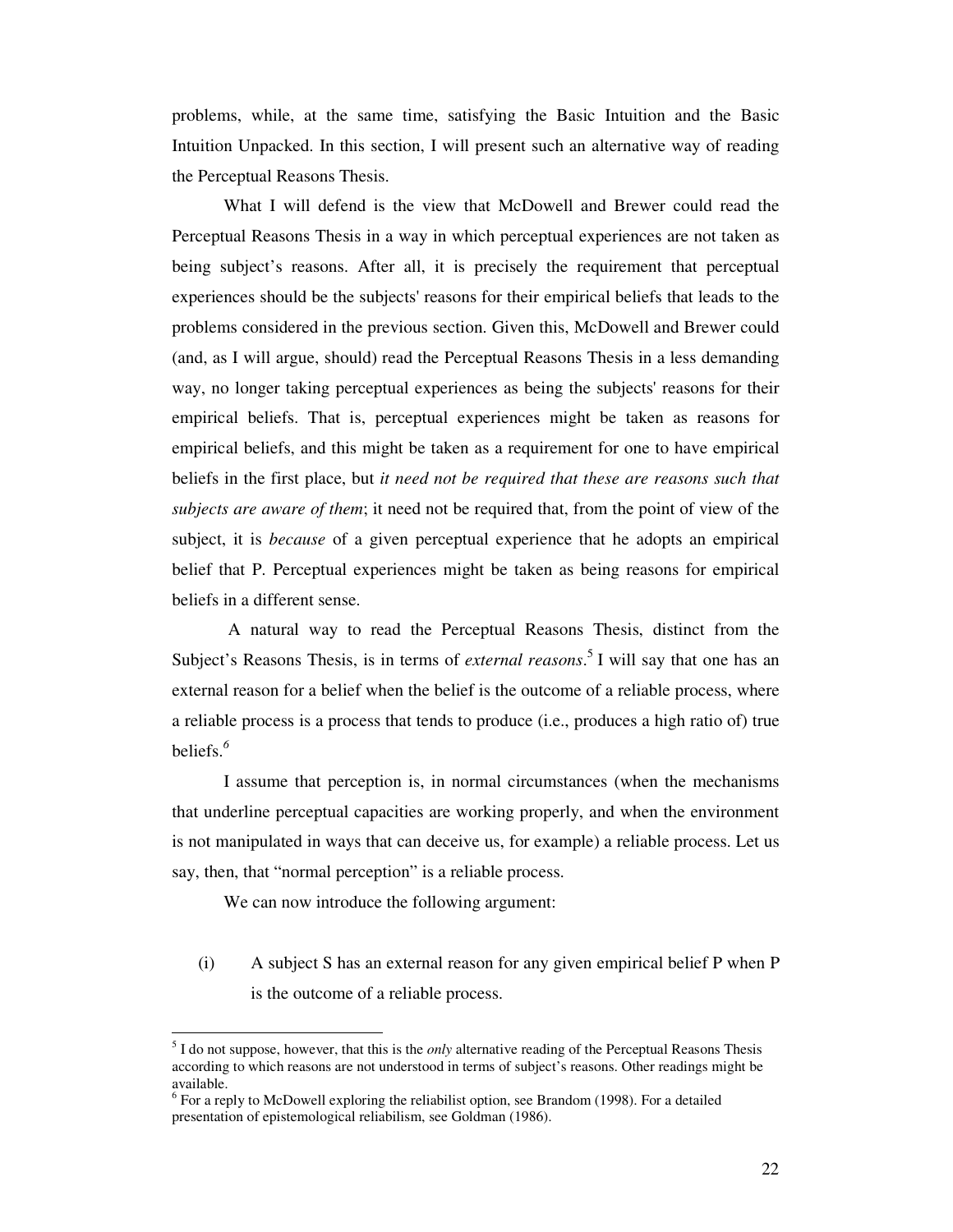problems, while, at the same time, satisfying the Basic Intuition and the Basic Intuition Unpacked. In this section, I will present such an alternative way of reading the Perceptual Reasons Thesis.

What I will defend is the view that McDowell and Brewer could read the Perceptual Reasons Thesis in a way in which perceptual experiences are not taken as being subject's reasons. After all, it is precisely the requirement that perceptual experiences should be the subjects' reasons for their empirical beliefs that leads to the problems considered in the previous section. Given this, McDowell and Brewer could (and, as I will argue, should) read the Perceptual Reasons Thesis in a less demanding way, no longer taking perceptual experiences as being the subjects' reasons for their empirical beliefs. That is, perceptual experiences might be taken as reasons for empirical beliefs, and this might be taken as a requirement for one to have empirical beliefs in the first place, but *it need not be required that these are reasons such that subjects are aware of them*; it need not be required that, from the point of view of the subject, it is *because* of a given perceptual experience that he adopts an empirical belief that P. Perceptual experiences might be taken as being reasons for empirical beliefs in a different sense.

A natural way to read the Perceptual Reasons Thesis, distinct from the Subject's Reasons Thesis, is in terms of *external reasons*.[5] I will say that one has an external reason for a belief when the belief is the outcome of a reliable process, where a reliable process is a process that tends to produce (i.e., produces a high ratio of) true beliefs.[6]

I assume that perception is, in normal circumstances (when the mechanisms that underline perceptual capacities are working properly, and when the environment is not manipulated in ways that can deceive us, for example) a reliable process. Let us say, then, that "normal perception" is a reliable process.

We can now introduce the following argument:

(i) A subject S has an external reason for any given empirical belief P when P is the outcome of a reliable process.

---

[5] I do not suppose, however, that this is the *only* alternative reading of the Perceptual Reasons Thesis according to which reasons are not understood in terms of subject's reasons. Other readings might be available.

[6] For a reply to McDowell exploring the reliabilist option, see Brandom (1998). For a detailed presentation of epistemological reliabilism, see Goldman (1986).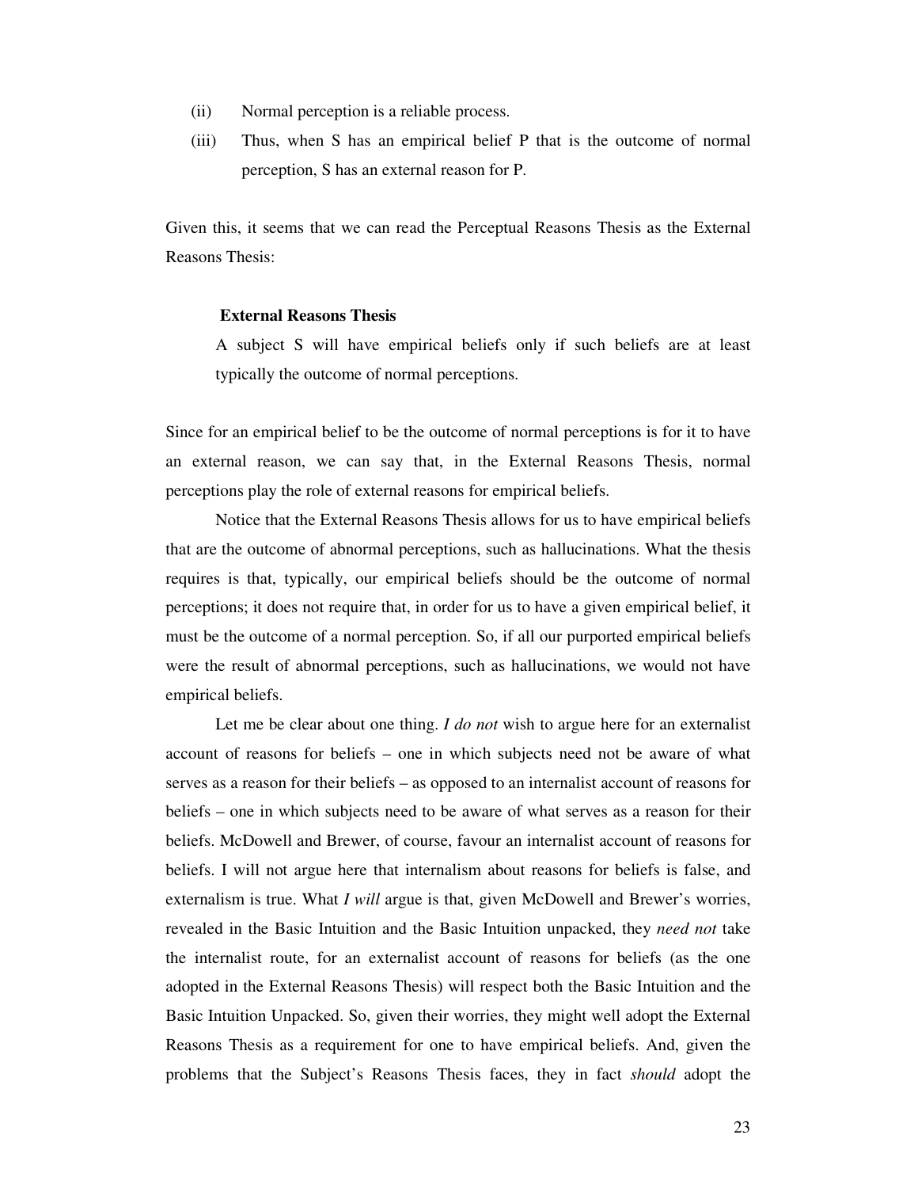(ii) Normal perception is a reliable process.

(iii) Thus, when S has an empirical belief P that is the outcome of normal perception, S has an external reason for P.

Given this, it seems that we can read the Perceptual Reasons Thesis as the External Reasons Thesis:

> **External Reasons Thesis**
>
> A subject S will have empirical beliefs only if such beliefs are at least typically the outcome of normal perceptions.

Since for an empirical belief to be the outcome of normal perceptions is for it to have an external reason, we can say that, in the External Reasons Thesis, normal perceptions play the role of external reasons for empirical beliefs.

Notice that the External Reasons Thesis allows for us to have empirical beliefs that are the outcome of abnormal perceptions, such as hallucinations. What the thesis requires is that, typically, our empirical beliefs should be the outcome of normal perceptions; it does not require that, in order for us to have a given empirical belief, it must be the outcome of a normal perception. So, if all our purported empirical beliefs were the result of abnormal perceptions, such as hallucinations, we would not have empirical beliefs.

Let me be clear about one thing. *I do not* wish to argue here for an externalist account of reasons for beliefs – one in which subjects need not be aware of what serves as a reason for their beliefs – as opposed to an internalist account of reasons for beliefs – one in which subjects need to be aware of what serves as a reason for their beliefs. McDowell and Brewer, of course, favour an internalist account of reasons for beliefs. I will not argue here that internalism about reasons for beliefs is false, and externalism is true. What *I will* argue is that, given McDowell and Brewer's worries, revealed in the Basic Intuition and the Basic Intuition unpacked, they *need not* take the internalist route, for an externalist account of reasons for beliefs (as the one adopted in the External Reasons Thesis) will respect both the Basic Intuition and the Basic Intuition Unpacked. So, given their worries, they might well adopt the External Reasons Thesis as a requirement for one to have empirical beliefs. And, given the problems that the Subject's Reasons Thesis faces, they in fact *should* adopt the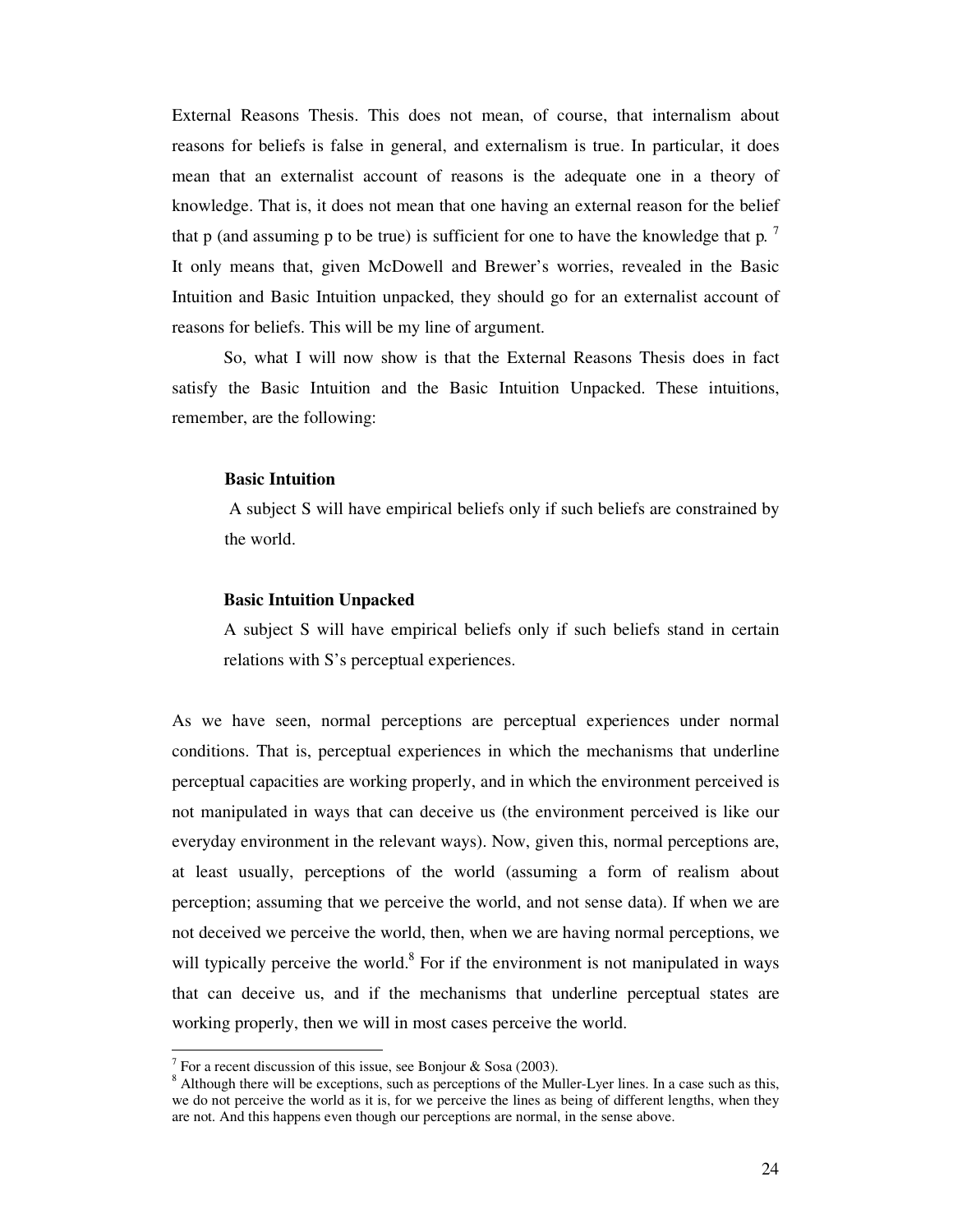External Reasons Thesis. This does not mean, of course, that internalism about reasons for beliefs is false in general, and externalism is true. In particular, it does mean that an externalist account of reasons is the adequate one in a theory of knowledge. That is, it does not mean that one having an external reason for the belief that p (and assuming p to be true) is sufficient for one to have the knowledge that p. [7] It only means that, given McDowell and Brewer's worries, revealed in the Basic Intuition and Basic Intuition unpacked, they should go for an externalist account of reasons for beliefs. This will be my line of argument.

So, what I will now show is that the External Reasons Thesis does in fact satisfy the Basic Intuition and the Basic Intuition Unpacked. These intuitions, remember, are the following:

> **Basic Intuition**
>
> A subject S will have empirical beliefs only if such beliefs are constrained by the world.
>
> **Basic Intuition Unpacked**
>
> A subject S will have empirical beliefs only if such beliefs stand in certain relations with S's perceptual experiences.

As we have seen, normal perceptions are perceptual experiences under normal conditions. That is, perceptual experiences in which the mechanisms that underline perceptual capacities are working properly, and in which the environment perceived is not manipulated in ways that can deceive us (the environment perceived is like our everyday environment in the relevant ways). Now, given this, normal perceptions are, at least usually, perceptions of the world (assuming a form of realism about perception; assuming that we perceive the world, and not sense data). If when we are not deceived we perceive the world, then, when we are having normal perceptions, we will typically perceive the world.[8] For if the environment is not manipulated in ways that can deceive us, and if the mechanisms that underline perceptual states are working properly, then we will in most cases perceive the world.

---

[7] For a recent discussion of this issue, see Bonjour & Sosa (2003).

[8] Although there will be exceptions, such as perceptions of the Muller-Lyer lines. In a case such as this, we do not perceive the world as it is, for we perceive the lines as being of different lengths, when they are not. And this happens even though our perceptions are normal, in the sense above.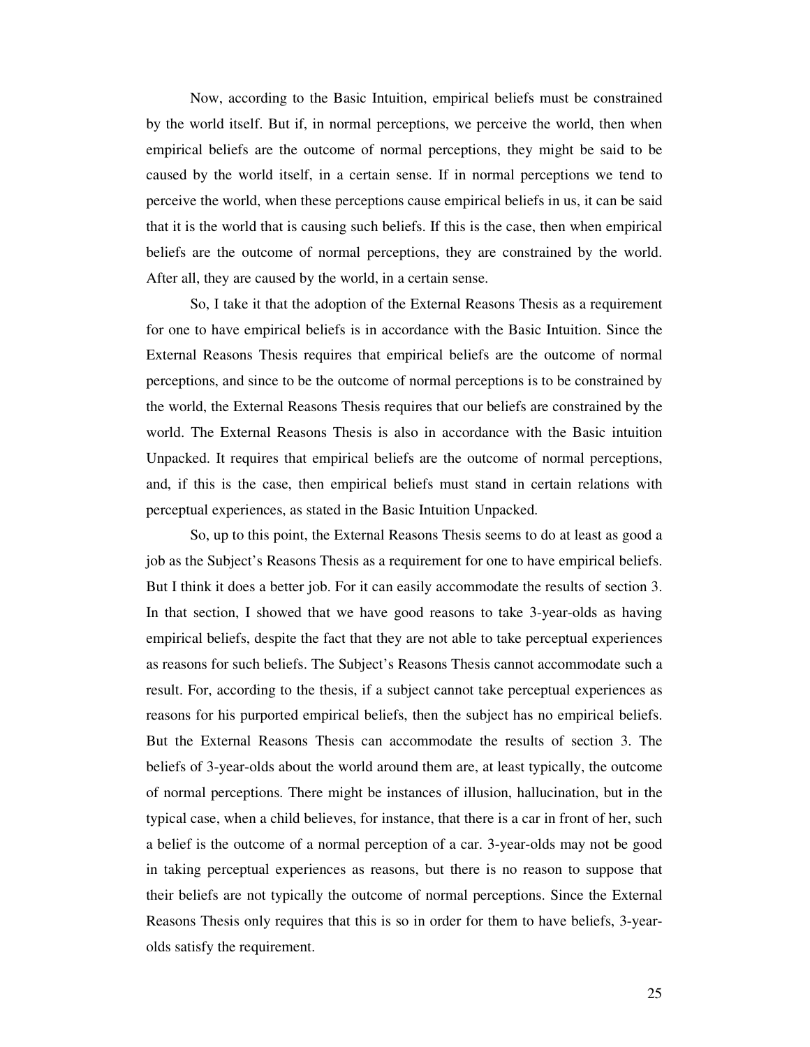Now, according to the Basic Intuition, empirical beliefs must be constrained by the world itself. But if, in normal perceptions, we perceive the world, then when empirical beliefs are the outcome of normal perceptions, they might be said to be caused by the world itself, in a certain sense. If in normal perceptions we tend to perceive the world, when these perceptions cause empirical beliefs in us, it can be said that it is the world that is causing such beliefs. If this is the case, then when empirical beliefs are the outcome of normal perceptions, they are constrained by the world. After all, they are caused by the world, in a certain sense.

So, I take it that the adoption of the External Reasons Thesis as a requirement for one to have empirical beliefs is in accordance with the Basic Intuition. Since the External Reasons Thesis requires that empirical beliefs are the outcome of normal perceptions, and since to be the outcome of normal perceptions is to be constrained by the world, the External Reasons Thesis requires that our beliefs are constrained by the world. The External Reasons Thesis is also in accordance with the Basic intuition Unpacked. It requires that empirical beliefs are the outcome of normal perceptions, and, if this is the case, then empirical beliefs must stand in certain relations with perceptual experiences, as stated in the Basic Intuition Unpacked.

So, up to this point, the External Reasons Thesis seems to do at least as good a job as the Subject's Reasons Thesis as a requirement for one to have empirical beliefs. But I think it does a better job. For it can easily accommodate the results of section 3. In that section, I showed that we have good reasons to take 3-year-olds as having empirical beliefs, despite the fact that they are not able to take perceptual experiences as reasons for such beliefs. The Subject's Reasons Thesis cannot accommodate such a result. For, according to the thesis, if a subject cannot take perceptual experiences as reasons for his purported empirical beliefs, then the subject has no empirical beliefs. But the External Reasons Thesis can accommodate the results of section 3. The beliefs of 3-year-olds about the world around them are, at least typically, the outcome of normal perceptions. There might be instances of illusion, hallucination, but in the typical case, when a child believes, for instance, that there is a car in front of her, such a belief is the outcome of a normal perception of a car. 3-year-olds may not be good in taking perceptual experiences as reasons, but there is no reason to suppose that their beliefs are not typically the outcome of normal perceptions. Since the External Reasons Thesis only requires that this is so in order for them to have beliefs, 3-year-olds satisfy the requirement.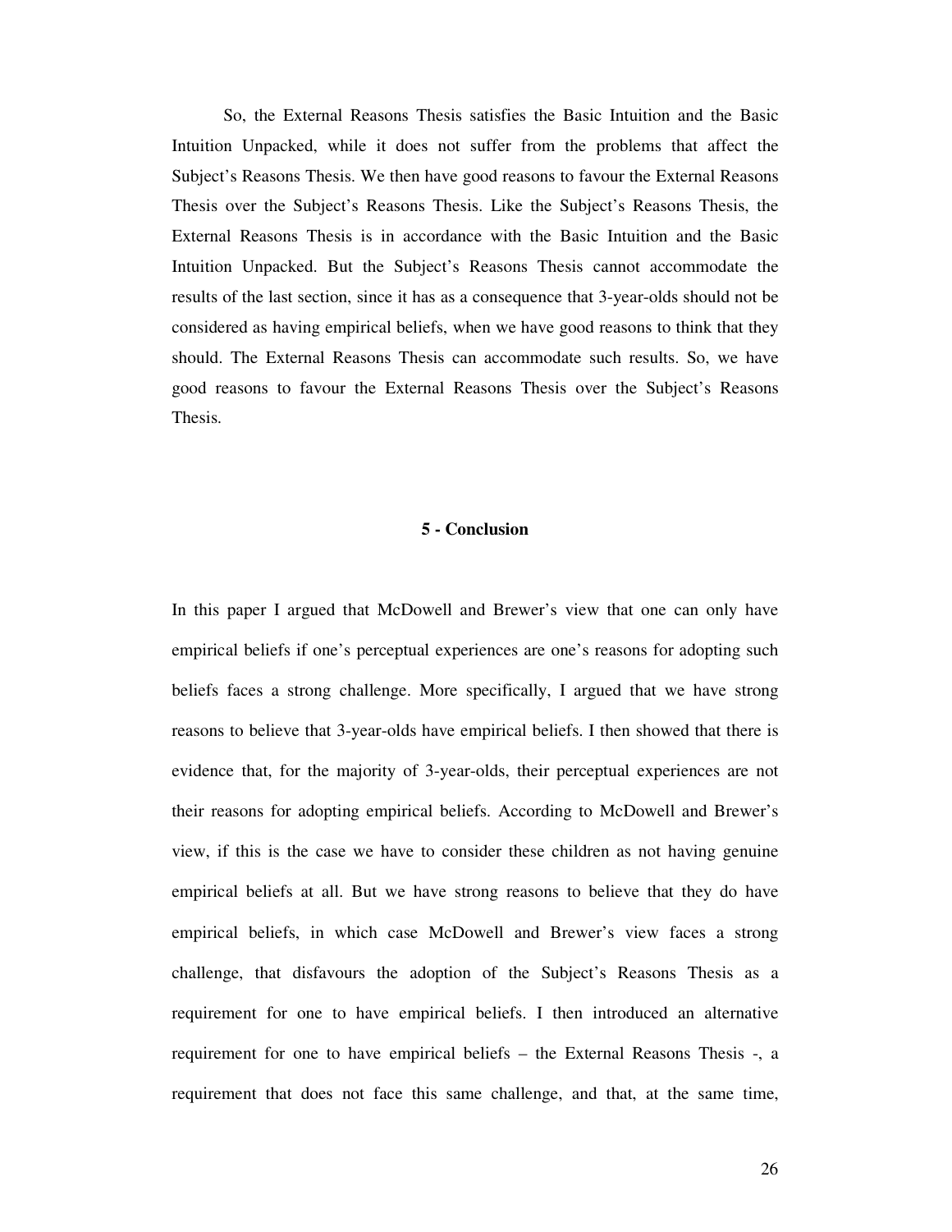So, the External Reasons Thesis satisfies the Basic Intuition and the Basic Intuition Unpacked, while it does not suffer from the problems that affect the Subject's Reasons Thesis. We then have good reasons to favour the External Reasons Thesis over the Subject's Reasons Thesis. Like the Subject's Reasons Thesis, the External Reasons Thesis is in accordance with the Basic Intuition and the Basic Intuition Unpacked. But the Subject's Reasons Thesis cannot accommodate the results of the last section, since it has as a consequence that 3-year-olds should not be considered as having empirical beliefs, when we have good reasons to think that they should. The External Reasons Thesis can accommodate such results. So, we have good reasons to favour the External Reasons Thesis over the Subject's Reasons Thesis.

## 5 - Conclusion

In this paper I argued that McDowell and Brewer's view that one can only have empirical beliefs if one's perceptual experiences are one's reasons for adopting such beliefs faces a strong challenge. More specifically, I argued that we have strong reasons to believe that 3-year-olds have empirical beliefs. I then showed that there is evidence that, for the majority of 3-year-olds, their perceptual experiences are not their reasons for adopting empirical beliefs. According to McDowell and Brewer's view, if this is the case we have to consider these children as not having genuine empirical beliefs at all. But we have strong reasons to believe that they do have empirical beliefs, in which case McDowell and Brewer's view faces a strong challenge, that disfavours the adoption of the Subject's Reasons Thesis as a requirement for one to have empirical beliefs. I then introduced an alternative requirement for one to have empirical beliefs – the External Reasons Thesis -, a requirement that does not face this same challenge, and that, at the same time,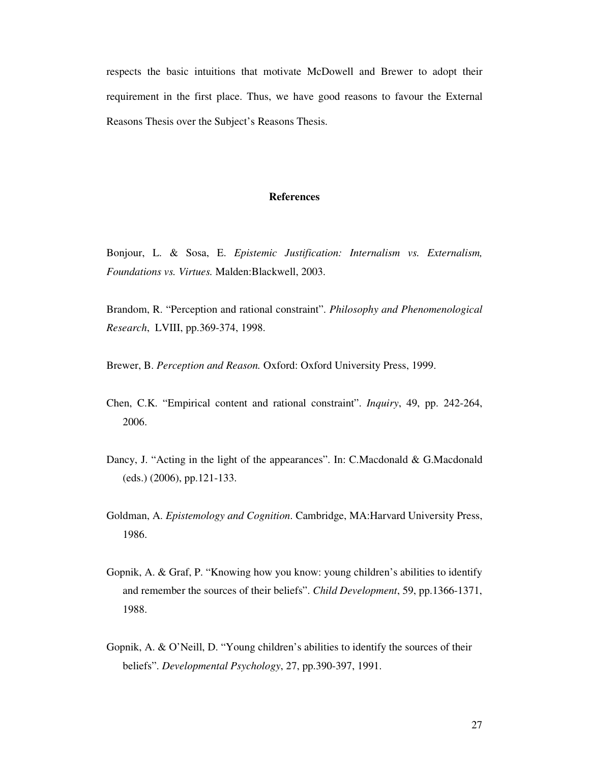respects the basic intuitions that motivate McDowell and Brewer to adopt their requirement in the first place. Thus, we have good reasons to favour the External Reasons Thesis over the Subject's Reasons Thesis.

## References

Bonjour, L. & Sosa, E. *Epistemic Justification: Internalism vs. Externalism, Foundations vs. Virtues.* Malden:Blackwell, 2003.

Brandom, R. "Perception and rational constraint". *Philosophy and Phenomenological Research*, LVIII, pp.369-374, 1998.

Brewer, B. *Perception and Reason.* Oxford: Oxford University Press, 1999.

Chen, C.K. "Empirical content and rational constraint". *Inquiry*, 49, pp. 242-264, 2006.

Dancy, J. "Acting in the light of the appearances". In: C.Macdonald & G.Macdonald (eds.) (2006), pp.121-133.

Goldman, A. *Epistemology and Cognition*. Cambridge, MA:Harvard University Press, 1986.

Gopnik, A. & Graf, P. "Knowing how you know: young children's abilities to identify and remember the sources of their beliefs". *Child Development*, 59, pp.1366-1371, 1988.

Gopnik, A. & O'Neill, D. "Young children's abilities to identify the sources of their beliefs". *Developmental Psychology*, 27, pp.390-397, 1991.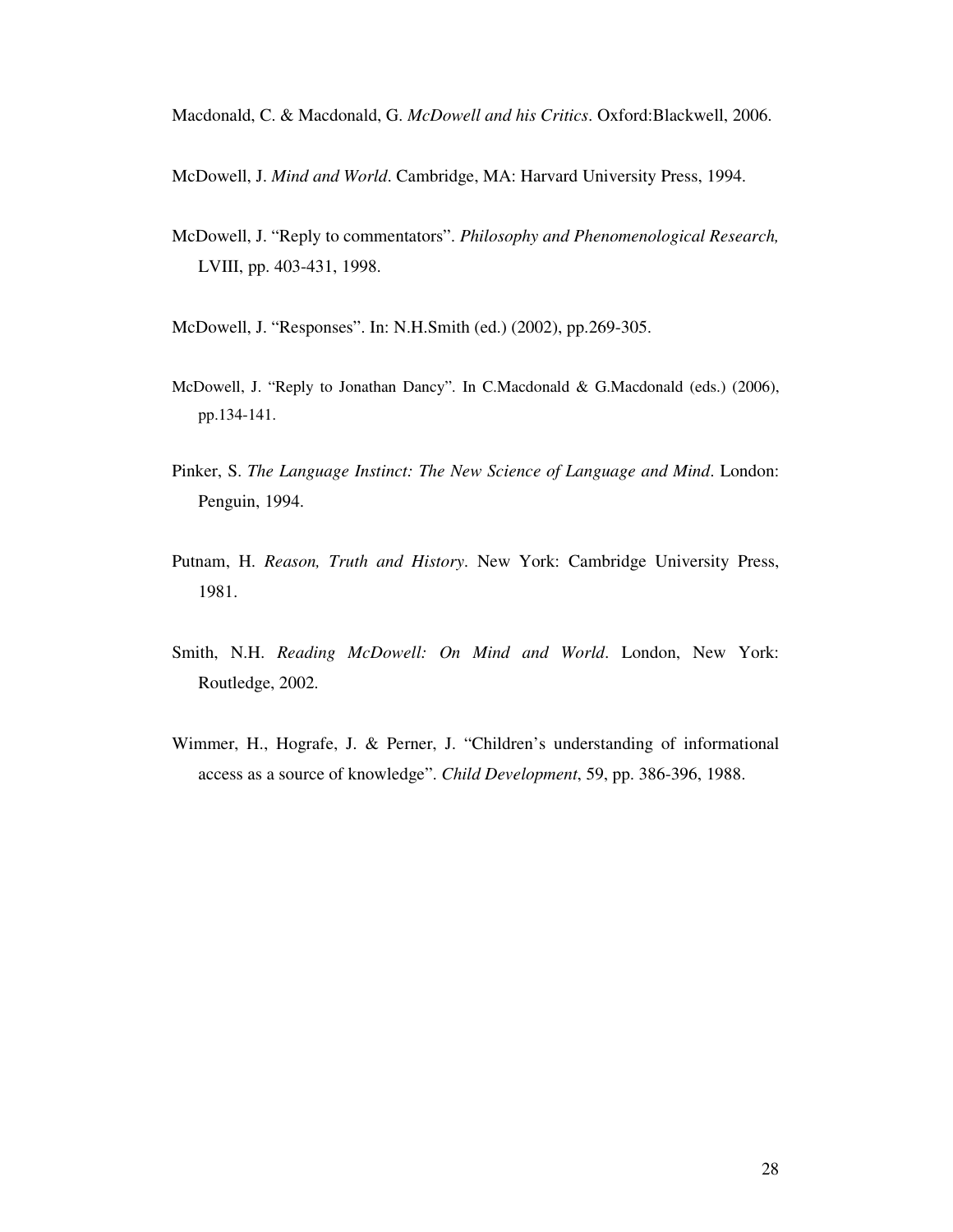Macdonald, C. & Macdonald, G. *McDowell and his Critics*. Oxford:Blackwell, 2006.

McDowell, J. *Mind and World*. Cambridge, MA: Harvard University Press, 1994.

McDowell, J. "Reply to commentators". *Philosophy and Phenomenological Research,* LVIII, pp. 403-431, 1998.

McDowell, J. "Responses". In: N.H.Smith (ed.) (2002), pp.269-305.

McDowell, J. "Reply to Jonathan Dancy". In C.Macdonald & G.Macdonald (eds.) (2006), pp.134-141.

Pinker, S. *The Language Instinct: The New Science of Language and Mind*. London: Penguin, 1994.

Putnam, H. *Reason, Truth and History*. New York: Cambridge University Press, 1981.

Smith, N.H. *Reading McDowell: On Mind and World*. London, New York: Routledge, 2002.

Wimmer, H., Hografe, J. & Perner, J. "Children's understanding of informational access as a source of knowledge". *Child Development*, 59, pp. 386-396, 1988.